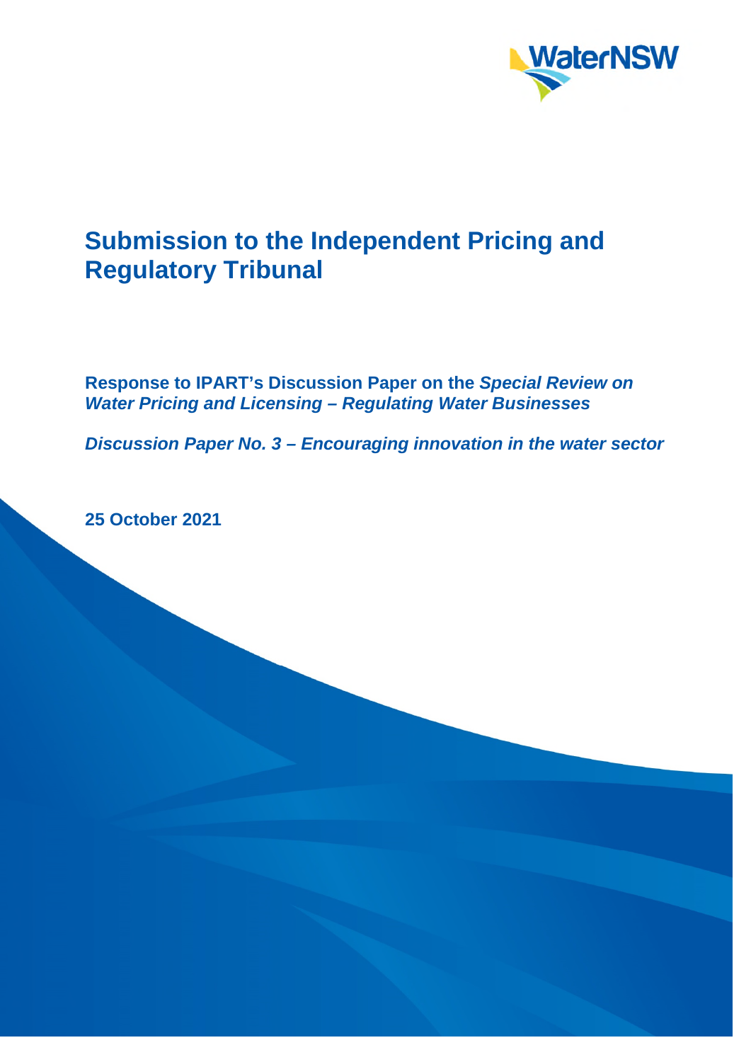# Submission to the Independent Pricing and Regulatory Tribunal

**Response to IPART's Discussion Paper on the *Special Review on Water Pricing and Licensing – Regulating Water Businesses***

***Discussion Paper No. 3 – Encouraging innovation in the water sector***

**25 October 2021**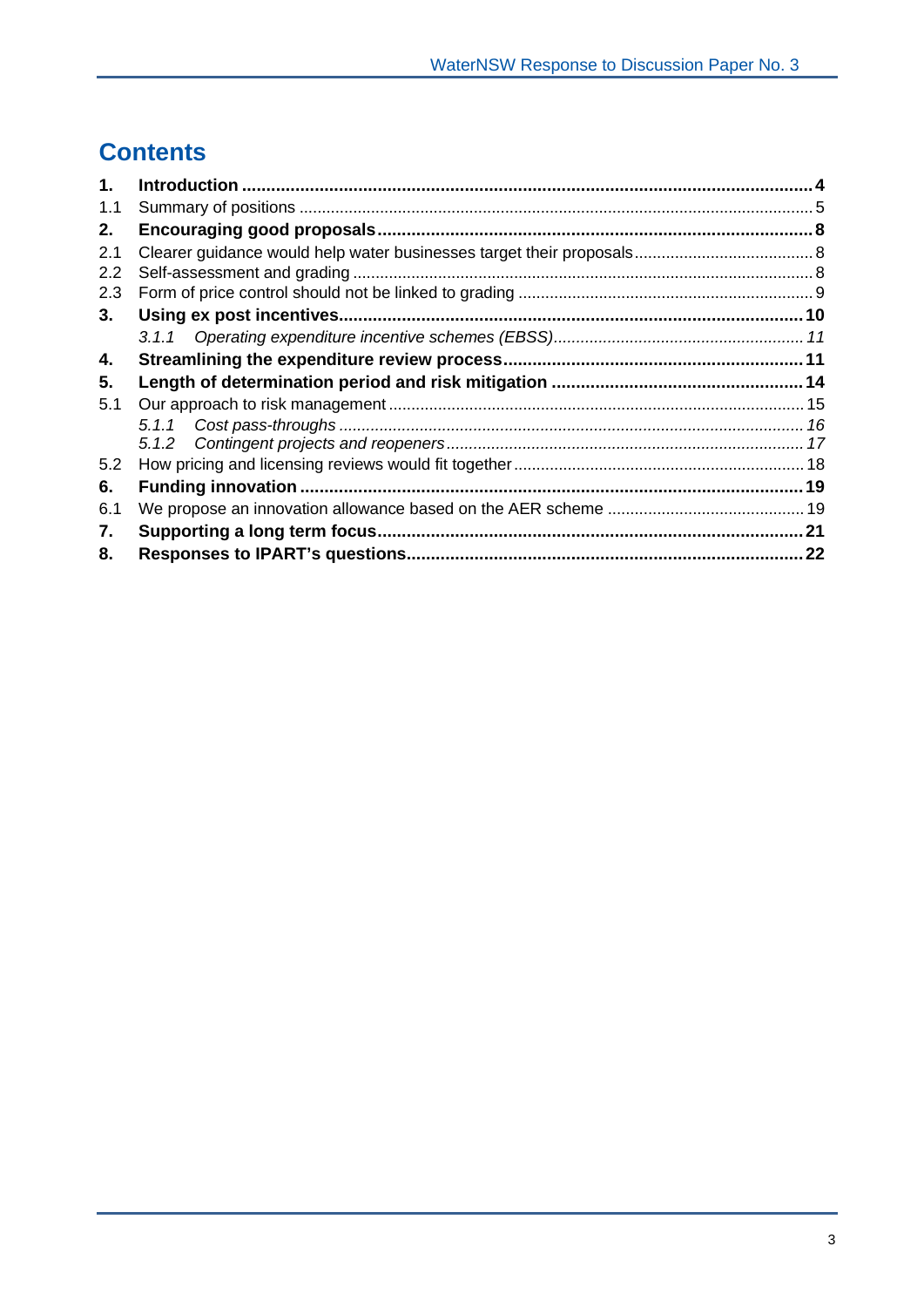# Contents

| | | |
|---|---|---|
| **1.** | **Introduction** | **4** |
| 1.1 | Summary of positions | 5 |
| **2.** | **Encouraging good proposals** | **8** |
| 2.1 | Clearer guidance would help water businesses target their proposals | 8 |
| 2.2 | Self-assessment and grading | 8 |
| 2.3 | Form of price control should not be linked to grading | 9 |
| **3.** | **Using ex post incentives** | **10** |
| *3.1.1* | *Operating expenditure incentive schemes (EBSS)* | *11* |
| **4.** | **Streamlining the expenditure review process** | **11** |
| **5.** | **Length of determination period and risk mitigation** | **14** |
| 5.1 | Our approach to risk management | 15 |
| *5.1.1* | *Cost pass-throughs* | *16* |
| *5.1.2* | *Contingent projects and reopeners* | *17* |
| 5.2 | How pricing and licensing reviews would fit together | 18 |
| **6.** | **Funding innovation** | **19** |
| 6.1 | We propose an innovation allowance based on the AER scheme | 19 |
| **7.** | **Supporting a long term focus** | **21** |
| **8.** | **Responses to IPART's questions** | **22** |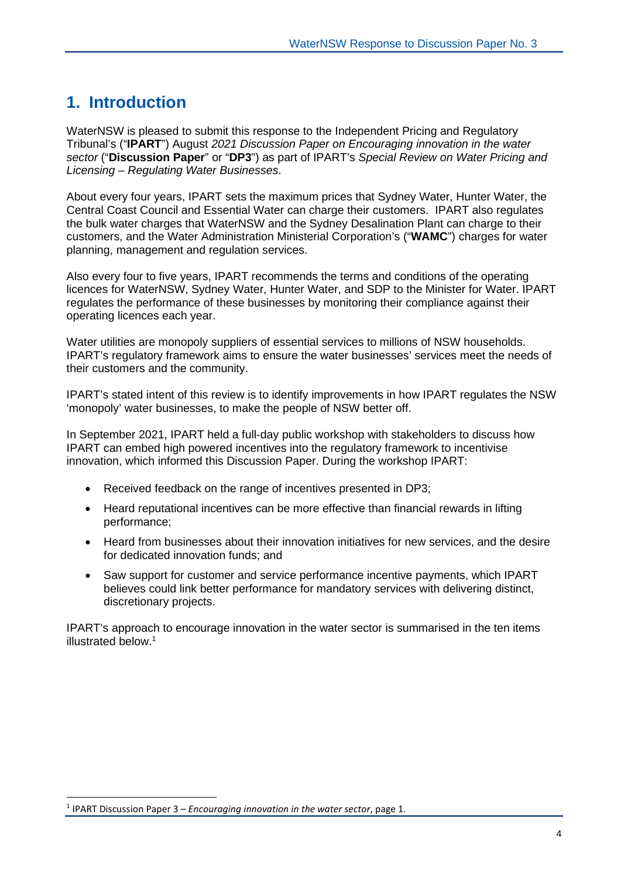# 1. Introduction

WaterNSW is pleased to submit this response to the Independent Pricing and Regulatory Tribunal's ("**IPART**") August *2021 Discussion Paper on Encouraging innovation in the water sector* ("**Discussion Paper**" or "**DP3**") as part of IPART's *Special Review on Water Pricing and Licensing – Regulating Water Businesses*.

About every four years, IPART sets the maximum prices that Sydney Water, Hunter Water, the Central Coast Council and Essential Water can charge their customers. IPART also regulates the bulk water charges that WaterNSW and the Sydney Desalination Plant can charge to their customers, and the Water Administration Ministerial Corporation's ("**WAMC**") charges for water planning, management and regulation services.

Also every four to five years, IPART recommends the terms and conditions of the operating licences for WaterNSW, Sydney Water, Hunter Water, and SDP to the Minister for Water. IPART regulates the performance of these businesses by monitoring their compliance against their operating licences each year.

Water utilities are monopoly suppliers of essential services to millions of NSW households. IPART's regulatory framework aims to ensure the water businesses' services meet the needs of their customers and the community.

IPART's stated intent of this review is to identify improvements in how IPART regulates the NSW 'monopoly' water businesses, to make the people of NSW better off.

In September 2021, IPART held a full-day public workshop with stakeholders to discuss how IPART can embed high powered incentives into the regulatory framework to incentivise innovation, which informed this Discussion Paper. During the workshop IPART:

- Received feedback on the range of incentives presented in DP3;
- Heard reputational incentives can be more effective than financial rewards in lifting performance;
- Heard from businesses about their innovation initiatives for new services, and the desire for dedicated innovation funds; and
- Saw support for customer and service performance incentive payments, which IPART believes could link better performance for mandatory services with delivering distinct, discretionary projects.

IPART's approach to encourage innovation in the water sector is summarised in the ten items illustrated below.[1]

[1] IPART Discussion Paper 3 – *Encouraging innovation in the water sector*, page 1.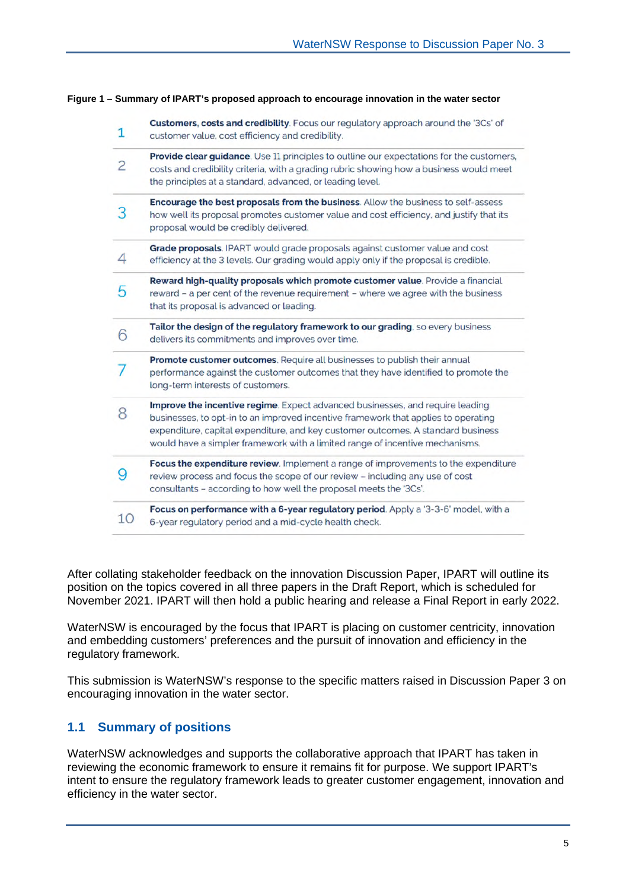**Figure 1 – Summary of IPART's proposed approach to encourage innovation in the water sector**

| | |
|---|---|
| 1 | **Customers, costs and credibility**. Focus our regulatory approach around the '3Cs' of customer value, cost efficiency and credibility. |
| 2 | **Provide clear guidance**. Use 11 principles to outline our expectations for the customers, costs and credibility criteria, with a grading rubric showing how a business would meet the principles at a standard, advanced, or leading level. |
| 3 | **Encourage the best proposals from the business**. Allow the business to self-assess how well its proposal promotes customer value and cost efficiency, and justify that its proposal would be credibly delivered. |
| 4 | **Grade proposals**. IPART would grade proposals against customer value and cost efficiency at the 3 levels. Our grading would apply only if the proposal is credible. |
| 5 | **Reward high-quality proposals which promote customer value**. Provide a financial reward – a per cent of the revenue requirement – where we agree with the business that its proposal is advanced or leading. |
| 6 | **Tailor the design of the regulatory framework to our grading**, so every business delivers its commitments and improves over time. |
| 7 | **Promote customer outcomes**. Require all businesses to publish their annual performance against the customer outcomes that they have identified to promote the long-term interests of customers. |
| 8 | **Improve the incentive regime**. Expect advanced businesses, and require leading businesses, to opt-in to an improved incentive framework that applies to operating expenditure, capital expenditure, and key customer outcomes. A standard business would have a simpler framework with a limited range of incentive mechanisms. |
| 9 | **Focus the expenditure review**. Implement a range of improvements to the expenditure review process and focus the scope of our review – including any use of cost consultants – according to how well the proposal meets the '3Cs'. |
| 10 | **Focus on performance with a 6-year regulatory period**. Apply a '3-3-6' model, with a 6-year regulatory period and a mid-cycle health check. |

After collating stakeholder feedback on the innovation Discussion Paper, IPART will outline its position on the topics covered in all three papers in the Draft Report, which is scheduled for November 2021. IPART will then hold a public hearing and release a Final Report in early 2022.

WaterNSW is encouraged by the focus that IPART is placing on customer centricity, innovation and embedding customers' preferences and the pursuit of innovation and efficiency in the regulatory framework.

This submission is WaterNSW's response to the specific matters raised in Discussion Paper 3 on encouraging innovation in the water sector.

## 1.1 Summary of positions

WaterNSW acknowledges and supports the collaborative approach that IPART has taken in reviewing the economic framework to ensure it remains fit for purpose. We support IPART's intent to ensure the regulatory framework leads to greater customer engagement, innovation and efficiency in the water sector.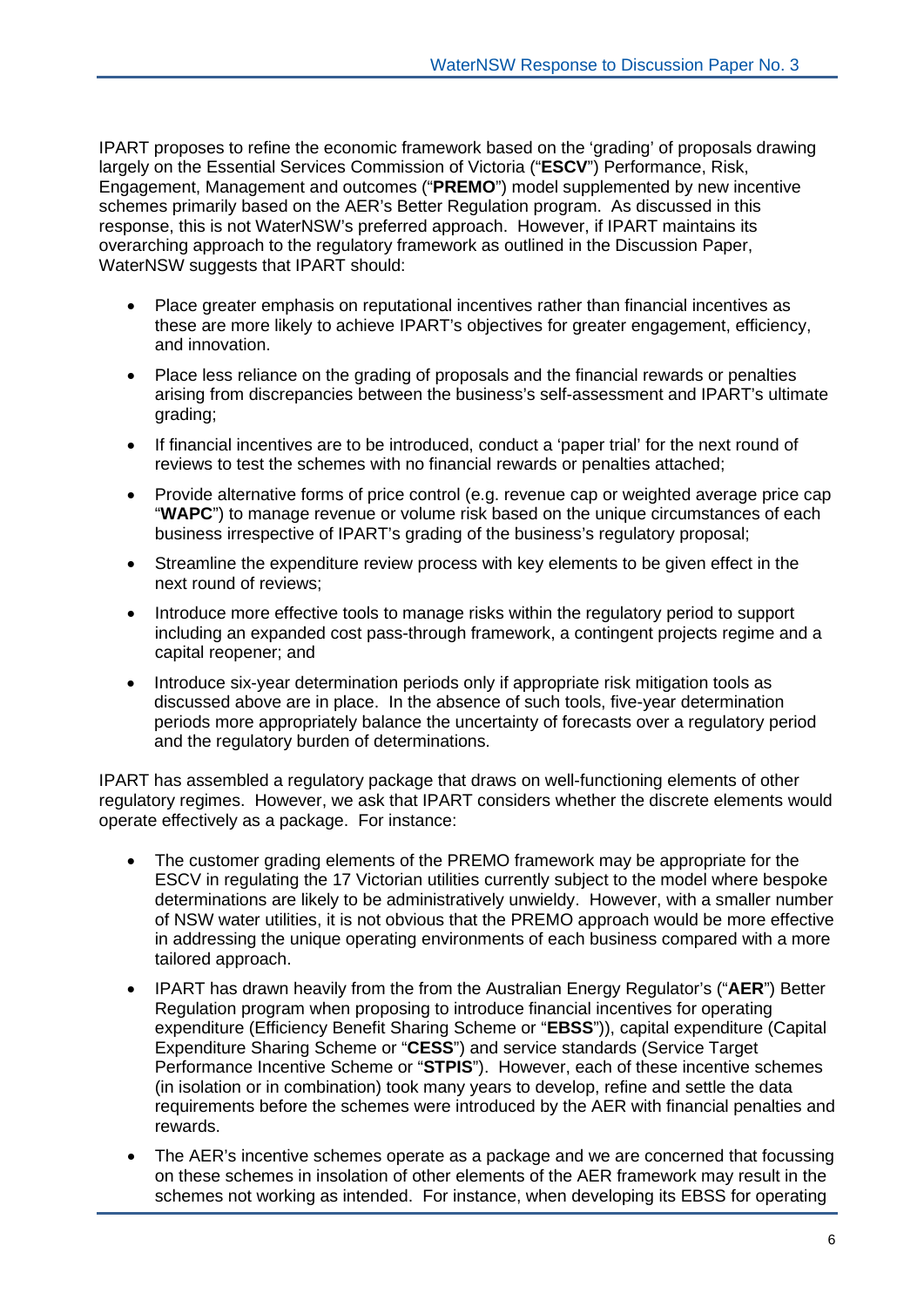IPART proposes to refine the economic framework based on the 'grading' of proposals drawing largely on the Essential Services Commission of Victoria ("**ESCV**") Performance, Risk, Engagement, Management and outcomes ("**PREMO**") model supplemented by new incentive schemes primarily based on the AER's Better Regulation program. As discussed in this response, this is not WaterNSW's preferred approach. However, if IPART maintains its overarching approach to the regulatory framework as outlined in the Discussion Paper, WaterNSW suggests that IPART should:

- Place greater emphasis on reputational incentives rather than financial incentives as these are more likely to achieve IPART's objectives for greater engagement, efficiency, and innovation.
- Place less reliance on the grading of proposals and the financial rewards or penalties arising from discrepancies between the business's self-assessment and IPART's ultimate grading;
- If financial incentives are to be introduced, conduct a 'paper trial' for the next round of reviews to test the schemes with no financial rewards or penalties attached;
- Provide alternative forms of price control (e.g. revenue cap or weighted average price cap "**WAPC**") to manage revenue or volume risk based on the unique circumstances of each business irrespective of IPART's grading of the business's regulatory proposal;
- Streamline the expenditure review process with key elements to be given effect in the next round of reviews;
- Introduce more effective tools to manage risks within the regulatory period to support including an expanded cost pass-through framework, a contingent projects regime and a capital reopener; and
- Introduce six-year determination periods only if appropriate risk mitigation tools as discussed above are in place. In the absence of such tools, five-year determination periods more appropriately balance the uncertainty of forecasts over a regulatory period and the regulatory burden of determinations.

IPART has assembled a regulatory package that draws on well-functioning elements of other regulatory regimes. However, we ask that IPART considers whether the discrete elements would operate effectively as a package. For instance:

- The customer grading elements of the PREMO framework may be appropriate for the ESCV in regulating the 17 Victorian utilities currently subject to the model where bespoke determinations are likely to be administratively unwieldy. However, with a smaller number of NSW water utilities, it is not obvious that the PREMO approach would be more effective in addressing the unique operating environments of each business compared with a more tailored approach.
- IPART has drawn heavily from the from the Australian Energy Regulator's ("**AER**") Better Regulation program when proposing to introduce financial incentives for operating expenditure (Efficiency Benefit Sharing Scheme or "**EBSS**")), capital expenditure (Capital Expenditure Sharing Scheme or "**CESS**") and service standards (Service Target Performance Incentive Scheme or "**STPIS**"). However, each of these incentive schemes (in isolation or in combination) took many years to develop, refine and settle the data requirements before the schemes were introduced by the AER with financial penalties and rewards.
- The AER's incentive schemes operate as a package and we are concerned that focussing on these schemes in insolation of other elements of the AER framework may result in the schemes not working as intended. For instance, when developing its EBSS for operating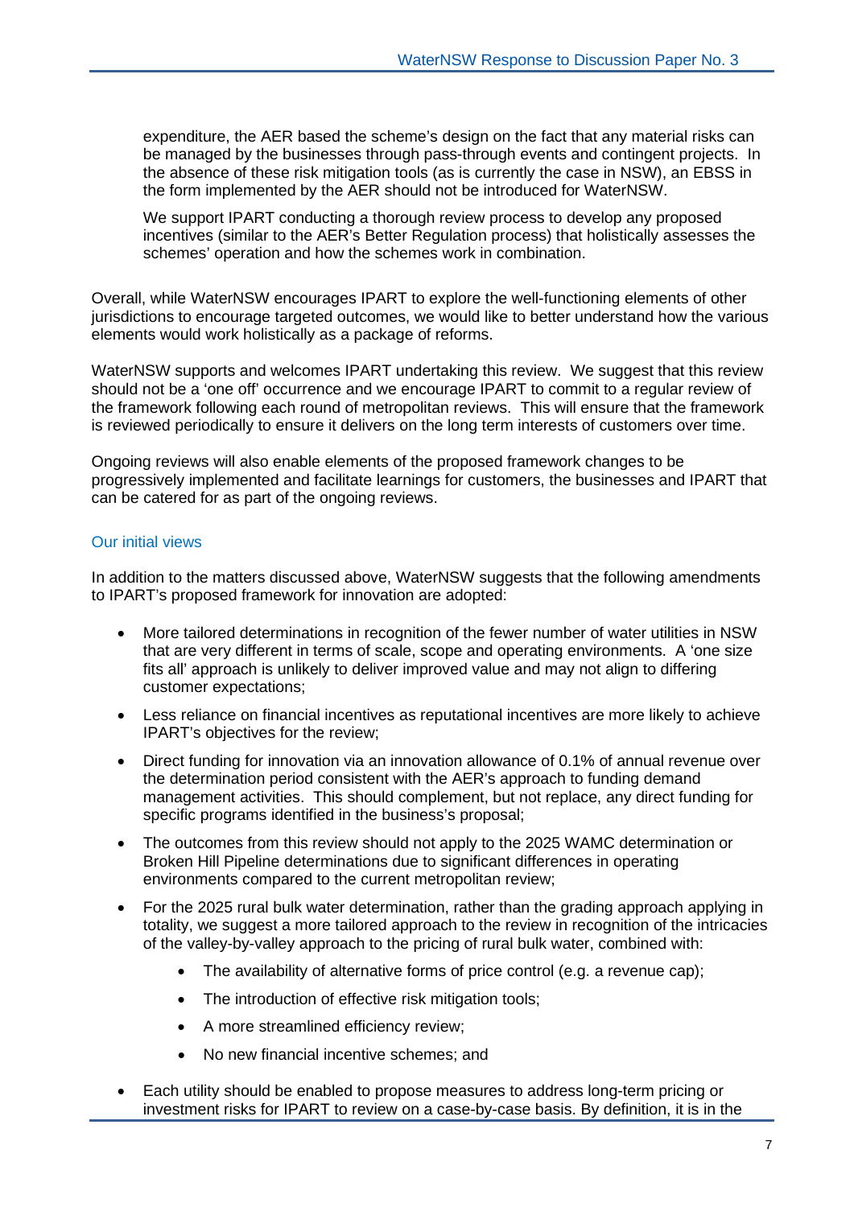expenditure, the AER based the scheme's design on the fact that any material risks can be managed by the businesses through pass-through events and contingent projects. In the absence of these risk mitigation tools (as is currently the case in NSW), an EBSS in the form implemented by the AER should not be introduced for WaterNSW.

We support IPART conducting a thorough review process to develop any proposed incentives (similar to the AER's Better Regulation process) that holistically assesses the schemes' operation and how the schemes work in combination.

Overall, while WaterNSW encourages IPART to explore the well-functioning elements of other jurisdictions to encourage targeted outcomes, we would like to better understand how the various elements would work holistically as a package of reforms.

WaterNSW supports and welcomes IPART undertaking this review. We suggest that this review should not be a 'one off' occurrence and we encourage IPART to commit to a regular review of the framework following each round of metropolitan reviews. This will ensure that the framework is reviewed periodically to ensure it delivers on the long term interests of customers over time.

Ongoing reviews will also enable elements of the proposed framework changes to be progressively implemented and facilitate learnings for customers, the businesses and IPART that can be catered for as part of the ongoing reviews.

### Our initial views

In addition to the matters discussed above, WaterNSW suggests that the following amendments to IPART's proposed framework for innovation are adopted:

- More tailored determinations in recognition of the fewer number of water utilities in NSW that are very different in terms of scale, scope and operating environments. A 'one size fits all' approach is unlikely to deliver improved value and may not align to differing customer expectations;
- Less reliance on financial incentives as reputational incentives are more likely to achieve IPART's objectives for the review;
- Direct funding for innovation via an innovation allowance of 0.1% of annual revenue over the determination period consistent with the AER's approach to funding demand management activities. This should complement, but not replace, any direct funding for specific programs identified in the business's proposal;
- The outcomes from this review should not apply to the 2025 WAMC determination or Broken Hill Pipeline determinations due to significant differences in operating environments compared to the current metropolitan review;
- For the 2025 rural bulk water determination, rather than the grading approach applying in totality, we suggest a more tailored approach to the review in recognition of the intricacies of the valley-by-valley approach to the pricing of rural bulk water, combined with:
    - The availability of alternative forms of price control (e.g. a revenue cap);
    - The introduction of effective risk mitigation tools;
    - A more streamlined efficiency review;
    - No new financial incentive schemes; and
- Each utility should be enabled to propose measures to address long-term pricing or investment risks for IPART to review on a case-by-case basis. By definition, it is in the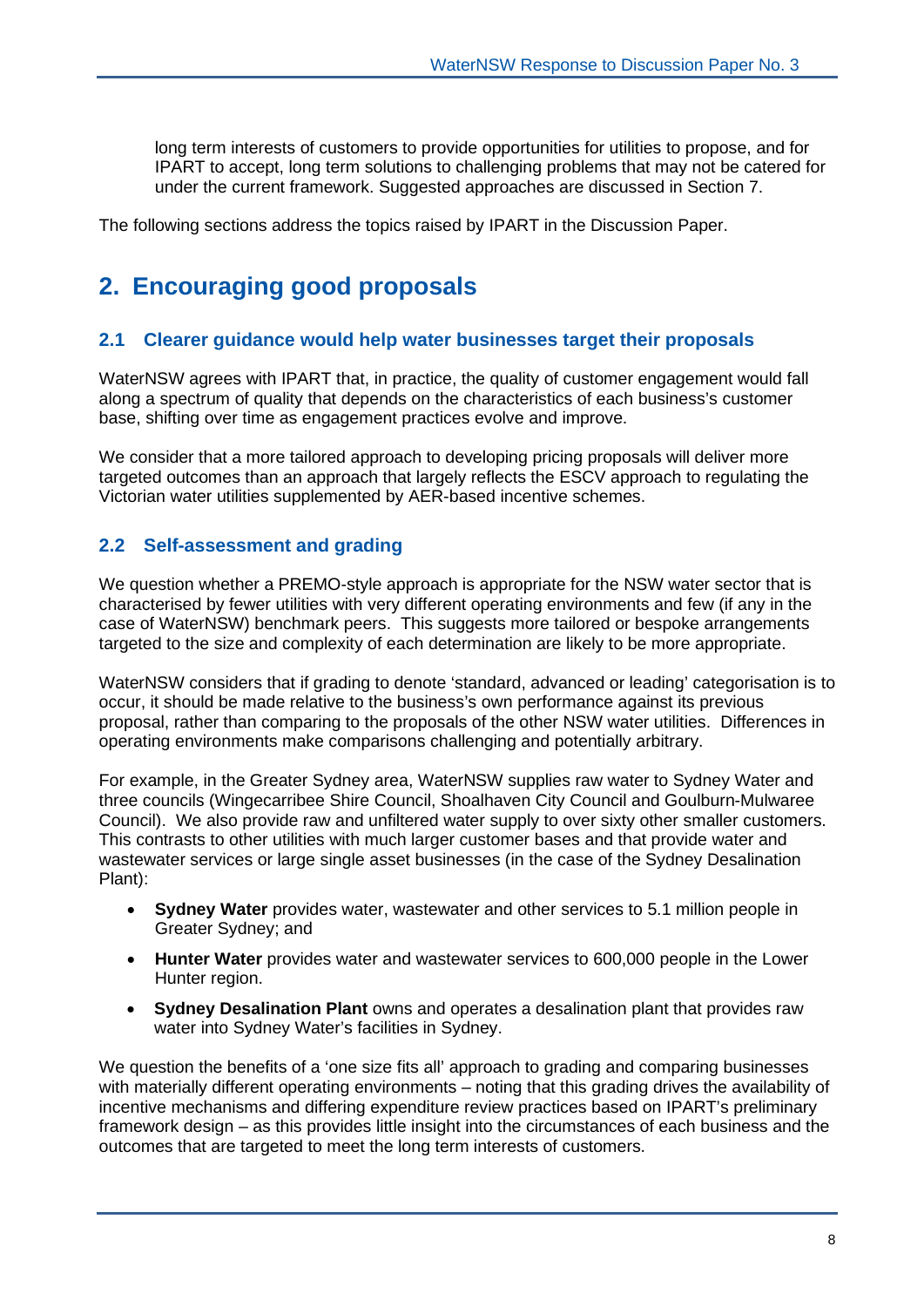long term interests of customers to provide opportunities for utilities to propose, and for IPART to accept, long term solutions to challenging problems that may not be catered for under the current framework. Suggested approaches are discussed in Section 7.

The following sections address the topics raised by IPART in the Discussion Paper.

# 2. Encouraging good proposals

## 2.1 Clearer guidance would help water businesses target their proposals

WaterNSW agrees with IPART that, in practice, the quality of customer engagement would fall along a spectrum of quality that depends on the characteristics of each business's customer base, shifting over time as engagement practices evolve and improve.

We consider that a more tailored approach to developing pricing proposals will deliver more targeted outcomes than an approach that largely reflects the ESCV approach to regulating the Victorian water utilities supplemented by AER-based incentive schemes.

## 2.2 Self-assessment and grading

We question whether a PREMO-style approach is appropriate for the NSW water sector that is characterised by fewer utilities with very different operating environments and few (if any in the case of WaterNSW) benchmark peers. This suggests more tailored or bespoke arrangements targeted to the size and complexity of each determination are likely to be more appropriate.

WaterNSW considers that if grading to denote 'standard, advanced or leading' categorisation is to occur, it should be made relative to the business's own performance against its previous proposal, rather than comparing to the proposals of the other NSW water utilities. Differences in operating environments make comparisons challenging and potentially arbitrary.

For example, in the Greater Sydney area, WaterNSW supplies raw water to Sydney Water and three councils (Wingecarribee Shire Council, Shoalhaven City Council and Goulburn-Mulwaree Council). We also provide raw and unfiltered water supply to over sixty other smaller customers. This contrasts to other utilities with much larger customer bases and that provide water and wastewater services or large single asset businesses (in the case of the Sydney Desalination Plant):

- **Sydney Water** provides water, wastewater and other services to 5.1 million people in Greater Sydney; and
- **Hunter Water** provides water and wastewater services to 600,000 people in the Lower Hunter region.
- **Sydney Desalination Plant** owns and operates a desalination plant that provides raw water into Sydney Water's facilities in Sydney.

We question the benefits of a 'one size fits all' approach to grading and comparing businesses with materially different operating environments – noting that this grading drives the availability of incentive mechanisms and differing expenditure review practices based on IPART's preliminary framework design – as this provides little insight into the circumstances of each business and the outcomes that are targeted to meet the long term interests of customers.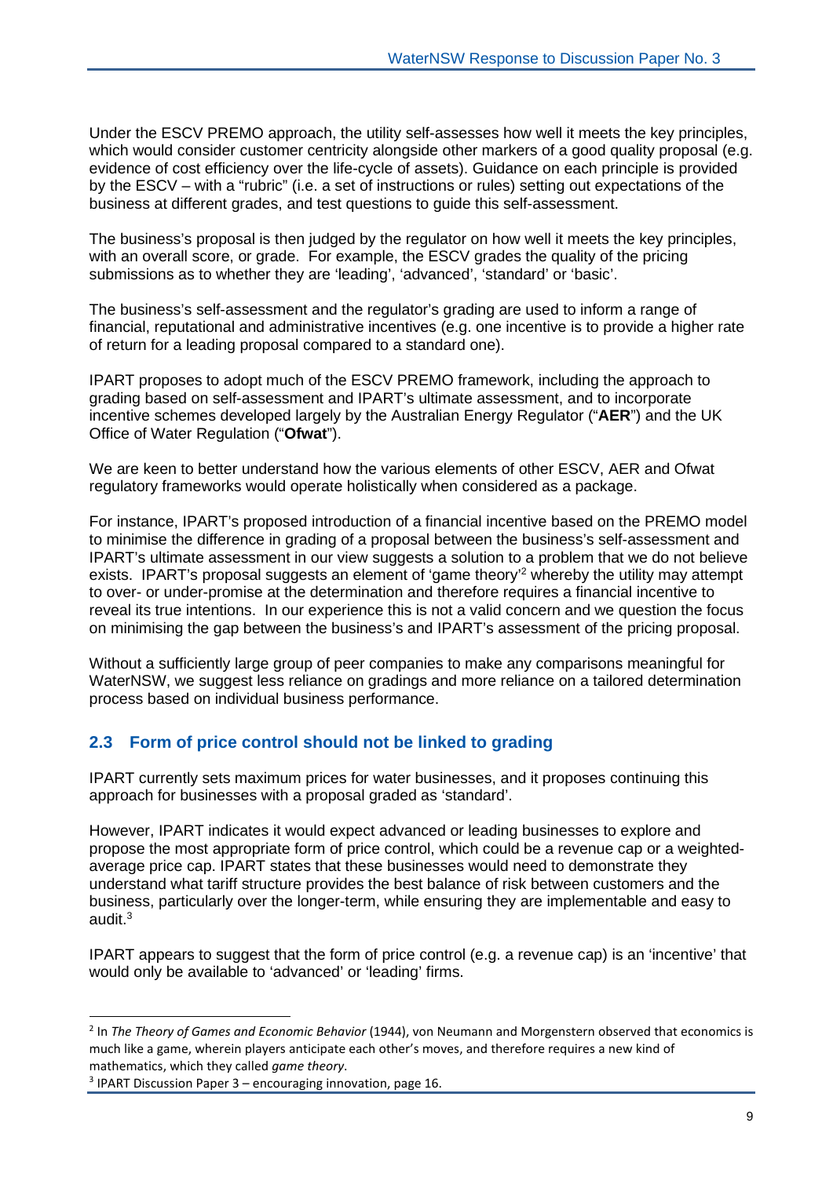Under the ESCV PREMO approach, the utility self-assesses how well it meets the key principles, which would consider customer centricity alongside other markers of a good quality proposal (e.g. evidence of cost efficiency over the life-cycle of assets). Guidance on each principle is provided by the ESCV – with a "rubric" (i.e. a set of instructions or rules) setting out expectations of the business at different grades, and test questions to guide this self-assessment.

The business's proposal is then judged by the regulator on how well it meets the key principles, with an overall score, or grade. For example, the ESCV grades the quality of the pricing submissions as to whether they are 'leading', 'advanced', 'standard' or 'basic'.

The business's self-assessment and the regulator's grading are used to inform a range of financial, reputational and administrative incentives (e.g. one incentive is to provide a higher rate of return for a leading proposal compared to a standard one).

IPART proposes to adopt much of the ESCV PREMO framework, including the approach to grading based on self-assessment and IPART's ultimate assessment, and to incorporate incentive schemes developed largely by the Australian Energy Regulator ("**AER**") and the UK Office of Water Regulation ("**Ofwat**").

We are keen to better understand how the various elements of other ESCV, AER and Ofwat regulatory frameworks would operate holistically when considered as a package.

For instance, IPART's proposed introduction of a financial incentive based on the PREMO model to minimise the difference in grading of a proposal between the business's self-assessment and IPART's ultimate assessment in our view suggests a solution to a problem that we do not believe exists. IPART's proposal suggests an element of 'game theory'[2] whereby the utility may attempt to over- or under-promise at the determination and therefore requires a financial incentive to reveal its true intentions. In our experience this is not a valid concern and we question the focus on minimising the gap between the business's and IPART's assessment of the pricing proposal.

Without a sufficiently large group of peer companies to make any comparisons meaningful for WaterNSW, we suggest less reliance on gradings and more reliance on a tailored determination process based on individual business performance.

## 2.3 Form of price control should not be linked to grading

IPART currently sets maximum prices for water businesses, and it proposes continuing this approach for businesses with a proposal graded as 'standard'.

However, IPART indicates it would expect advanced or leading businesses to explore and propose the most appropriate form of price control, which could be a revenue cap or a weighted-average price cap. IPART states that these businesses would need to demonstrate they understand what tariff structure provides the best balance of risk between customers and the business, particularly over the longer-term, while ensuring they are implementable and easy to audit.[3]

IPART appears to suggest that the form of price control (e.g. a revenue cap) is an 'incentive' that would only be available to 'advanced' or 'leading' firms.

---

[2] In *The Theory of Games and Economic Behavior* (1944), von Neumann and Morgenstern observed that economics is much like a game, wherein players anticipate each other's moves, and therefore requires a new kind of mathematics, which they called *game theory*.

[3] IPART Discussion Paper 3 – encouraging innovation, page 16.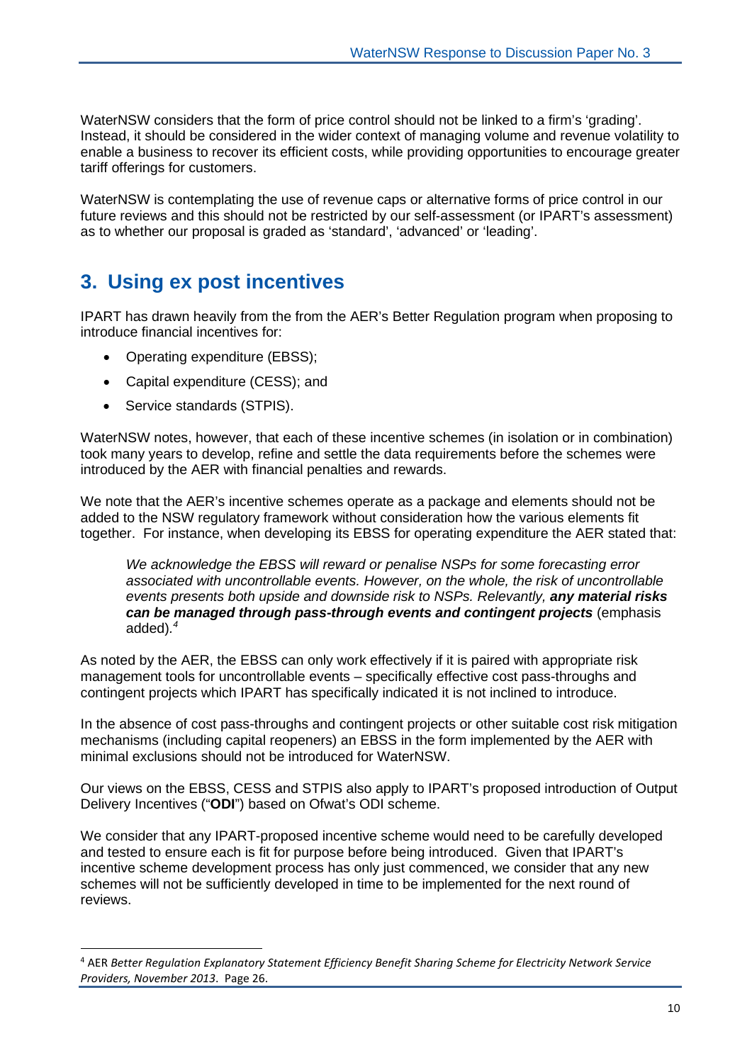WaterNSW considers that the form of price control should not be linked to a firm's 'grading'. Instead, it should be considered in the wider context of managing volume and revenue volatility to enable a business to recover its efficient costs, while providing opportunities to encourage greater tariff offerings for customers.

WaterNSW is contemplating the use of revenue caps or alternative forms of price control in our future reviews and this should not be restricted by our self-assessment (or IPART's assessment) as to whether our proposal is graded as 'standard', 'advanced' or 'leading'.

## 3. Using ex post incentives

IPART has drawn heavily from the from the AER's Better Regulation program when proposing to introduce financial incentives for:

- Operating expenditure (EBSS);
- Capital expenditure (CESS); and
- Service standards (STPIS).

WaterNSW notes, however, that each of these incentive schemes (in isolation or in combination) took many years to develop, refine and settle the data requirements before the schemes were introduced by the AER with financial penalties and rewards.

We note that the AER's incentive schemes operate as a package and elements should not be added to the NSW regulatory framework without consideration how the various elements fit together. For instance, when developing its EBSS for operating expenditure the AER stated that:

> *We acknowledge the EBSS will reward or penalise NSPs for some forecasting error associated with uncontrollable events. However, on the whole, the risk of uncontrollable events presents both upside and downside risk to NSPs. Relevantly,* ***any material risks can be managed through pass-through events and contingent projects*** (emphasis added).[4]

As noted by the AER, the EBSS can only work effectively if it is paired with appropriate risk management tools for uncontrollable events – specifically effective cost pass-throughs and contingent projects which IPART has specifically indicated it is not inclined to introduce.

In the absence of cost pass-throughs and contingent projects or other suitable cost risk mitigation mechanisms (including capital reopeners) an EBSS in the form implemented by the AER with minimal exclusions should not be introduced for WaterNSW.

Our views on the EBSS, CESS and STPIS also apply to IPART's proposed introduction of Output Delivery Incentives ("**ODI**") based on Ofwat's ODI scheme.

We consider that any IPART-proposed incentive scheme would need to be carefully developed and tested to ensure each is fit for purpose before being introduced. Given that IPART's incentive scheme development process has only just commenced, we consider that any new schemes will not be sufficiently developed in time to be implemented for the next round of reviews.

---

[4] AER *Better Regulation Explanatory Statement Efficiency Benefit Sharing Scheme for Electricity Network Service Providers, November 2013*. Page 26.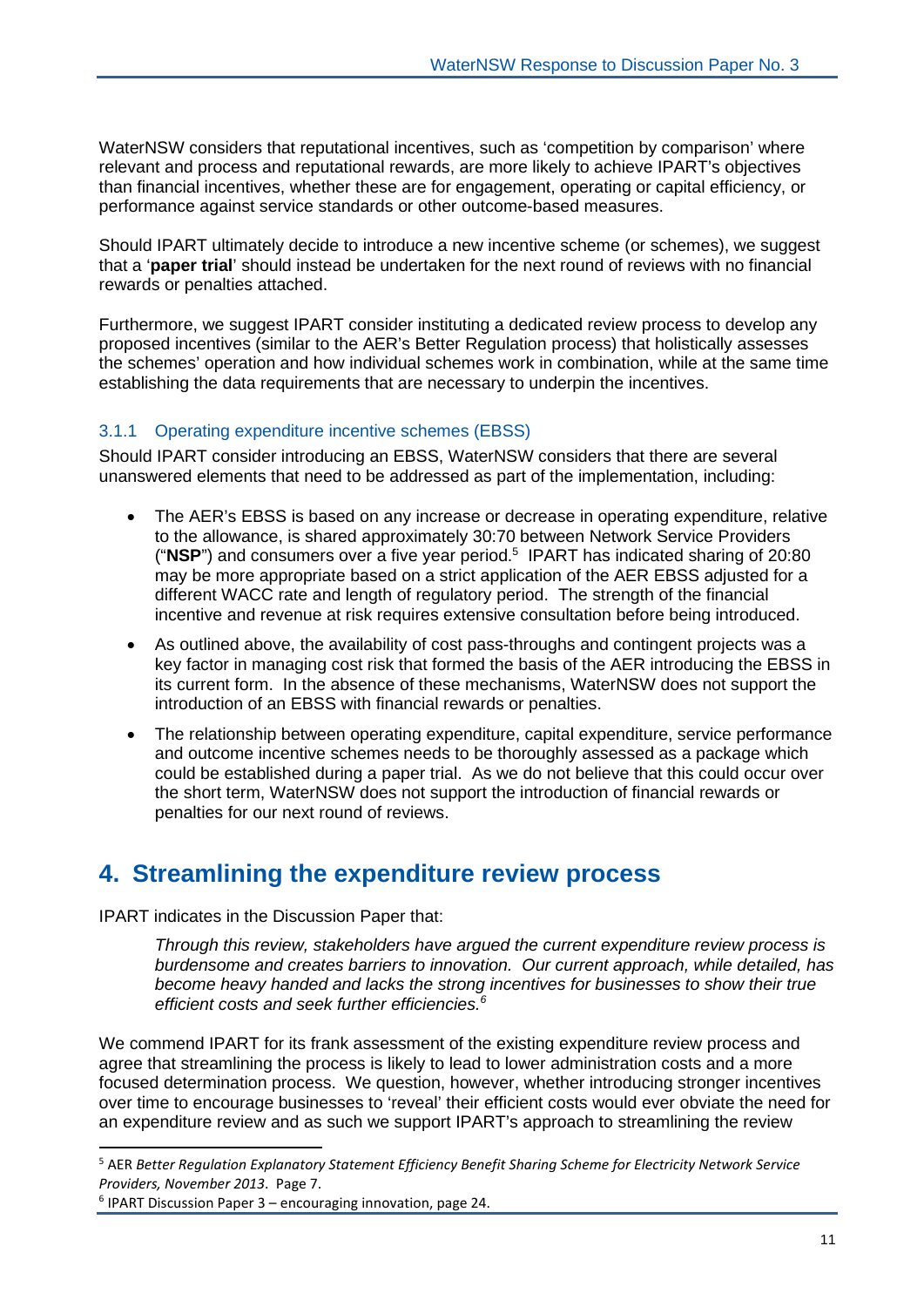WaterNSW considers that reputational incentives, such as 'competition by comparison' where relevant and process and reputational rewards, are more likely to achieve IPART's objectives than financial incentives, whether these are for engagement, operating or capital efficiency, or performance against service standards or other outcome-based measures.

Should IPART ultimately decide to introduce a new incentive scheme (or schemes), we suggest that a '**paper trial**' should instead be undertaken for the next round of reviews with no financial rewards or penalties attached.

Furthermore, we suggest IPART consider instituting a dedicated review process to develop any proposed incentives (similar to the AER's Better Regulation process) that holistically assesses the schemes' operation and how individual schemes work in combination, while at the same time establishing the data requirements that are necessary to underpin the incentives.

### 3.1.1 Operating expenditure incentive schemes (EBSS)

Should IPART consider introducing an EBSS, WaterNSW considers that there are several unanswered elements that need to be addressed as part of the implementation, including:

- The AER's EBSS is based on any increase or decrease in operating expenditure, relative to the allowance, is shared approximately 30:70 between Network Service Providers ("**NSP**") and consumers over a five year period.[5] IPART has indicated sharing of 20:80 may be more appropriate based on a strict application of the AER EBSS adjusted for a different WACC rate and length of regulatory period. The strength of the financial incentive and revenue at risk requires extensive consultation before being introduced.
- As outlined above, the availability of cost pass-throughs and contingent projects was a key factor in managing cost risk that formed the basis of the AER introducing the EBSS in its current form. In the absence of these mechanisms, WaterNSW does not support the introduction of an EBSS with financial rewards or penalties.
- The relationship between operating expenditure, capital expenditure, service performance and outcome incentive schemes needs to be thoroughly assessed as a package which could be established during a paper trial. As we do not believe that this could occur over the short term, WaterNSW does not support the introduction of financial rewards or penalties for our next round of reviews.

## 4. Streamlining the expenditure review process

IPART indicates in the Discussion Paper that:

> *Through this review, stakeholders have argued the current expenditure review process is burdensome and creates barriers to innovation. Our current approach, while detailed, has become heavy handed and lacks the strong incentives for businesses to show their true efficient costs and seek further efficiencies.*[6]

We commend IPART for its frank assessment of the existing expenditure review process and agree that streamlining the process is likely to lead to lower administration costs and a more focused determination process. We question, however, whether introducing stronger incentives over time to encourage businesses to 'reveal' their efficient costs would ever obviate the need for an expenditure review and as such we support IPART's approach to streamlining the review

---

[5] AER *Better Regulation Explanatory Statement Efficiency Benefit Sharing Scheme for Electricity Network Service Providers, November 2013*. Page 7.

[6] IPART Discussion Paper 3 – encouraging innovation, page 24.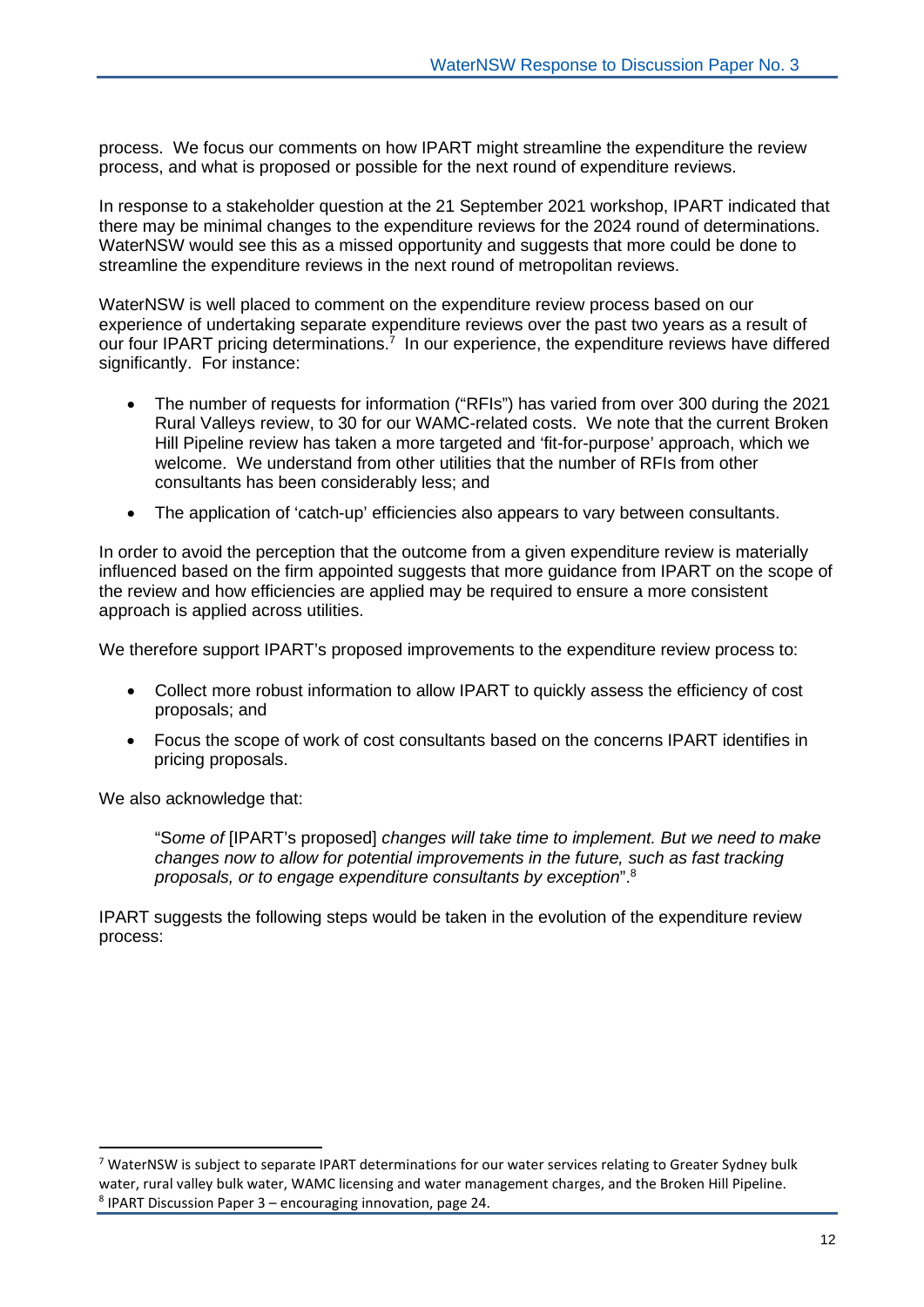process. We focus our comments on how IPART might streamline the expenditure the review process, and what is proposed or possible for the next round of expenditure reviews.

In response to a stakeholder question at the 21 September 2021 workshop, IPART indicated that there may be minimal changes to the expenditure reviews for the 2024 round of determinations. WaterNSW would see this as a missed opportunity and suggests that more could be done to streamline the expenditure reviews in the next round of metropolitan reviews.

WaterNSW is well placed to comment on the expenditure review process based on our experience of undertaking separate expenditure reviews over the past two years as a result of our four IPART pricing determinations.[7] In our experience, the expenditure reviews have differed significantly. For instance:

- The number of requests for information ("RFIs") has varied from over 300 during the 2021 Rural Valleys review, to 30 for our WAMC-related costs. We note that the current Broken Hill Pipeline review has taken a more targeted and 'fit-for-purpose' approach, which we welcome. We understand from other utilities that the number of RFIs from other consultants has been considerably less; and
- The application of 'catch-up' efficiencies also appears to vary between consultants.

In order to avoid the perception that the outcome from a given expenditure review is materially influenced based on the firm appointed suggests that more guidance from IPART on the scope of the review and how efficiencies are applied may be required to ensure a more consistent approach is applied across utilities.

We therefore support IPART's proposed improvements to the expenditure review process to:

- Collect more robust information to allow IPART to quickly assess the efficiency of cost proposals; and
- Focus the scope of work of cost consultants based on the concerns IPART identifies in pricing proposals.

We also acknowledge that:

> "S*ome of* [IPART's proposed] *changes will take time to implement. But we need to make changes now to allow for potential improvements in the future, such as fast tracking proposals, or to engage expenditure consultants by exception*".[8]

IPART suggests the following steps would be taken in the evolution of the expenditure review process:

---

[7] WaterNSW is subject to separate IPART determinations for our water services relating to Greater Sydney bulk water, rural valley bulk water, WAMC licensing and water management charges, and the Broken Hill Pipeline.

[8] IPART Discussion Paper 3 – encouraging innovation, page 24.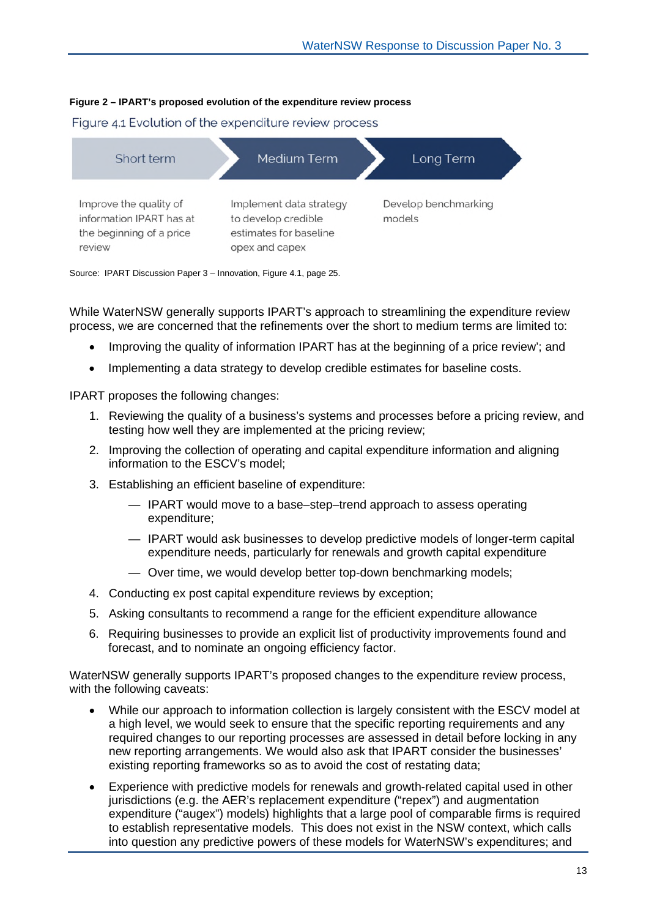**Figure 2 – IPART's proposed evolution of the expenditure review process**

Figure 4.1 Evolution of the expenditure review process

| Short term | Medium Term | Long Term |
| --- | --- | --- |
| Improve the quality of information IPART has at the beginning of a price review | Implement data strategy to develop credible estimates for baseline opex and capex | Develop benchmarking models |

Source: IPART Discussion Paper 3 – Innovation, Figure 4.1, page 25.

While WaterNSW generally supports IPART's approach to streamlining the expenditure review process, we are concerned that the refinements over the short to medium terms are limited to:

- Improving the quality of information IPART has at the beginning of a price review'; and
- Implementing a data strategy to develop credible estimates for baseline costs.

IPART proposes the following changes:

1. Reviewing the quality of a business's systems and processes before a pricing review, and testing how well they are implemented at the pricing review;
2. Improving the collection of operating and capital expenditure information and aligning information to the ESCV's model;
3. Establishing an efficient baseline of expenditure:
   - IPART would move to a base–step–trend approach to assess operating expenditure;
   - IPART would ask businesses to develop predictive models of longer-term capital expenditure needs, particularly for renewals and growth capital expenditure
   - Over time, we would develop better top-down benchmarking models;
4. Conducting ex post capital expenditure reviews by exception;
5. Asking consultants to recommend a range for the efficient expenditure allowance
6. Requiring businesses to provide an explicit list of productivity improvements found and forecast, and to nominate an ongoing efficiency factor.

WaterNSW generally supports IPART's proposed changes to the expenditure review process, with the following caveats:

- While our approach to information collection is largely consistent with the ESCV model at a high level, we would seek to ensure that the specific reporting requirements and any required changes to our reporting processes are assessed in detail before locking in any new reporting arrangements. We would also ask that IPART consider the businesses' existing reporting frameworks so as to avoid the cost of restating data;
- Experience with predictive models for renewals and growth-related capital used in other jurisdictions (e.g. the AER's replacement expenditure ("repex") and augmentation expenditure ("augex") models) highlights that a large pool of comparable firms is required to establish representative models. This does not exist in the NSW context, which calls into question any predictive powers of these models for WaterNSW's expenditures; and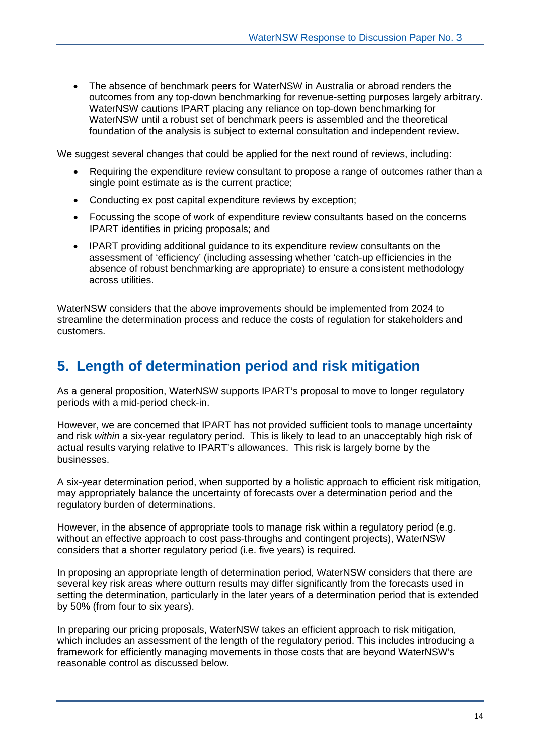- The absence of benchmark peers for WaterNSW in Australia or abroad renders the outcomes from any top-down benchmarking for revenue-setting purposes largely arbitrary. WaterNSW cautions IPART placing any reliance on top-down benchmarking for WaterNSW until a robust set of benchmark peers is assembled and the theoretical foundation of the analysis is subject to external consultation and independent review.

We suggest several changes that could be applied for the next round of reviews, including:

- Requiring the expenditure review consultant to propose a range of outcomes rather than a single point estimate as is the current practice;
- Conducting ex post capital expenditure reviews by exception;
- Focussing the scope of work of expenditure review consultants based on the concerns IPART identifies in pricing proposals; and
- IPART providing additional guidance to its expenditure review consultants on the assessment of 'efficiency' (including assessing whether 'catch-up efficiencies in the absence of robust benchmarking are appropriate) to ensure a consistent methodology across utilities.

WaterNSW considers that the above improvements should be implemented from 2024 to streamline the determination process and reduce the costs of regulation for stakeholders and customers.

# 5. Length of determination period and risk mitigation

As a general proposition, WaterNSW supports IPART's proposal to move to longer regulatory periods with a mid-period check-in.

However, we are concerned that IPART has not provided sufficient tools to manage uncertainty and risk *within* a six-year regulatory period. This is likely to lead to an unacceptably high risk of actual results varying relative to IPART's allowances. This risk is largely borne by the businesses.

A six-year determination period, when supported by a holistic approach to efficient risk mitigation, may appropriately balance the uncertainty of forecasts over a determination period and the regulatory burden of determinations.

However, in the absence of appropriate tools to manage risk within a regulatory period (e.g. without an effective approach to cost pass-throughs and contingent projects), WaterNSW considers that a shorter regulatory period (i.e. five years) is required.

In proposing an appropriate length of determination period, WaterNSW considers that there are several key risk areas where outturn results may differ significantly from the forecasts used in setting the determination, particularly in the later years of a determination period that is extended by 50% (from four to six years).

In preparing our pricing proposals, WaterNSW takes an efficient approach to risk mitigation, which includes an assessment of the length of the regulatory period. This includes introducing a framework for efficiently managing movements in those costs that are beyond WaterNSW's reasonable control as discussed below.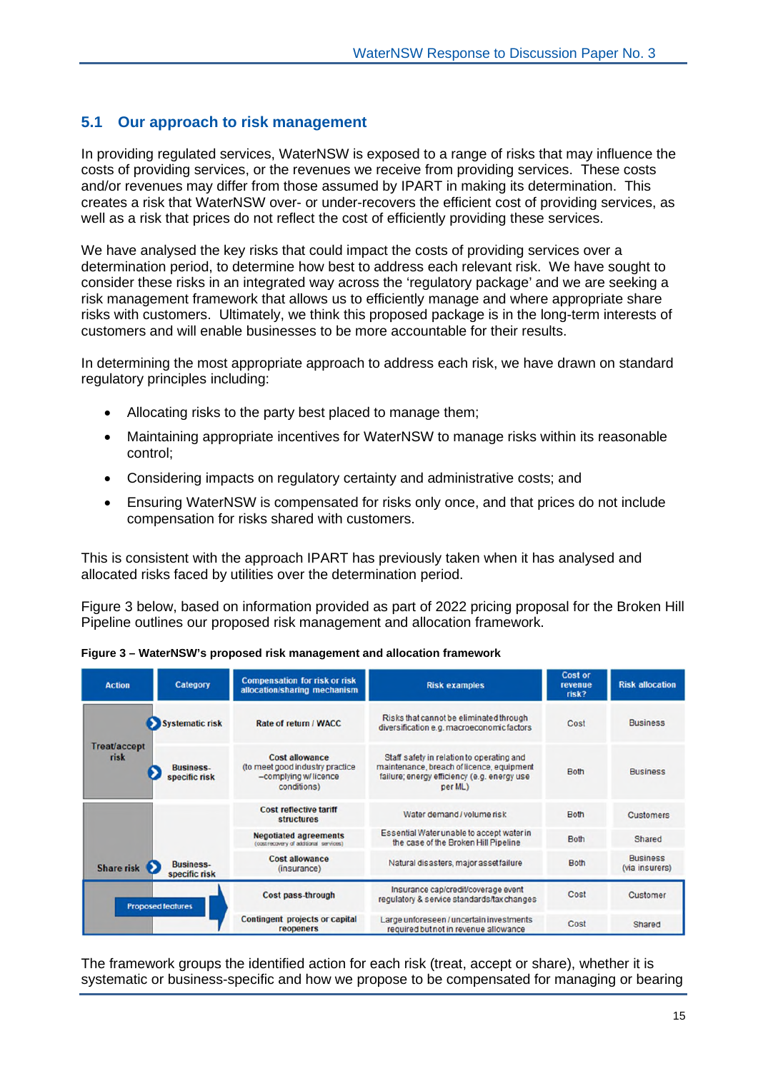## 5.1 Our approach to risk management

In providing regulated services, WaterNSW is exposed to a range of risks that may influence the costs of providing services, or the revenues we receive from providing services. These costs and/or revenues may differ from those assumed by IPART in making its determination. This creates a risk that WaterNSW over- or under-recovers the efficient cost of providing services, as well as a risk that prices do not reflect the cost of efficiently providing these services.

We have analysed the key risks that could impact the costs of providing services over a determination period, to determine how best to address each relevant risk. We have sought to consider these risks in an integrated way across the 'regulatory package' and we are seeking a risk management framework that allows us to efficiently manage and where appropriate share risks with customers. Ultimately, we think this proposed package is in the long-term interests of customers and will enable businesses to be more accountable for their results.

In determining the most appropriate approach to address each risk, we have drawn on standard regulatory principles including:

- Allocating risks to the party best placed to manage them;
- Maintaining appropriate incentives for WaterNSW to manage risks within its reasonable control;
- Considering impacts on regulatory certainty and administrative costs; and
- Ensuring WaterNSW is compensated for risks only once, and that prices do not include compensation for risks shared with customers.

This is consistent with the approach IPART has previously taken when it has analysed and allocated risks faced by utilities over the determination period.

Figure 3 below, based on information provided as part of 2022 pricing proposal for the Broken Hill Pipeline outlines our proposed risk management and allocation framework.

**Figure 3 – WaterNSW's proposed risk management and allocation framework**

| Action | Category | Compensation for risk or risk allocation/sharing mechanism | Risk examples | Cost or revenue risk? | Risk allocation |
|---|---|---|---|---|---|
| Treat/accept risk | Systematic risk | Rate of return / WACC | Risks that cannot be eliminated through diversification e.g. macroeconomic factors | Cost | Business |
| | Business-specific risk | Cost allowance (to meet good industry practice –complying w/ licence conditions) | Staff safety in relation to operating and maintenance, breach of licence, equipment failure; energy efficiency (e.g. energy use per ML) | Both | Business |
| Share risk | Business-specific risk | Cost reflective tariff structures | Water demand / volume risk | Both | Customers |
| | | Negotiated agreements (cost recovery of additional services) | Essential Water unable to accept water in the case of the Broken Hill Pipeline | Both | Shared |
| | | Cost allowance (insurance) | Natural disasters, major asset failure | Both | Business (via insurers) |
| | Proposed features | Cost pass-through | Insurance cap/credit/coverage event regulatory & service standards/tax changes | Cost | Customer |
| | | Contingent projects or capital reopeners | Large unforeseen / uncertain investments required but not in revenue allowance | Cost | Shared |

The framework groups the identified action for each risk (treat, accept or share), whether it is systematic or business-specific and how we propose to be compensated for managing or bearing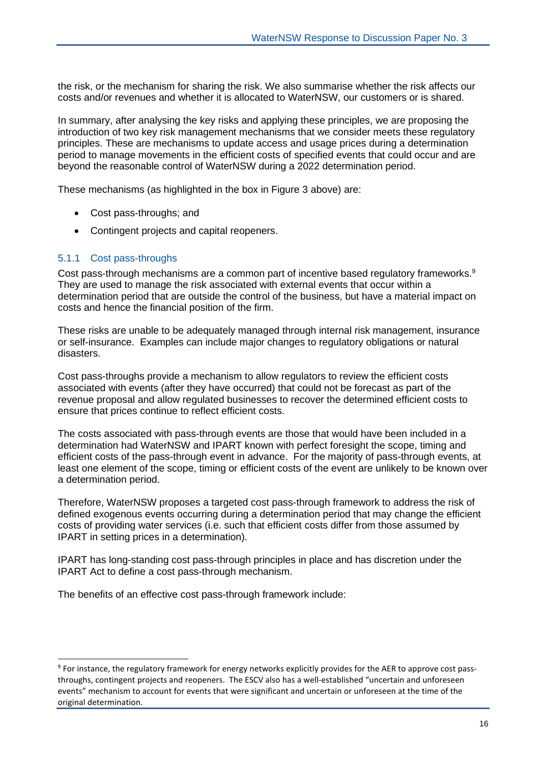the risk, or the mechanism for sharing the risk. We also summarise whether the risk affects our costs and/or revenues and whether it is allocated to WaterNSW, our customers or is shared.

In summary, after analysing the key risks and applying these principles, we are proposing the introduction of two key risk management mechanisms that we consider meets these regulatory principles. These are mechanisms to update access and usage prices during a determination period to manage movements in the efficient costs of specified events that could occur and are beyond the reasonable control of WaterNSW during a 2022 determination period.

These mechanisms (as highlighted in the box in Figure 3 above) are:

- Cost pass-throughs; and
- Contingent projects and capital reopeners.

### 5.1.1 Cost pass-throughs

Cost pass-through mechanisms are a common part of incentive based regulatory frameworks.[9] They are used to manage the risk associated with external events that occur within a determination period that are outside the control of the business, but have a material impact on costs and hence the financial position of the firm.

These risks are unable to be adequately managed through internal risk management, insurance or self-insurance. Examples can include major changes to regulatory obligations or natural disasters.

Cost pass-throughs provide a mechanism to allow regulators to review the efficient costs associated with events (after they have occurred) that could not be forecast as part of the revenue proposal and allow regulated businesses to recover the determined efficient costs to ensure that prices continue to reflect efficient costs.

The costs associated with pass-through events are those that would have been included in a determination had WaterNSW and IPART known with perfect foresight the scope, timing and efficient costs of the pass-through event in advance. For the majority of pass-through events, at least one element of the scope, timing or efficient costs of the event are unlikely to be known over a determination period.

Therefore, WaterNSW proposes a targeted cost pass-through framework to address the risk of defined exogenous events occurring during a determination period that may change the efficient costs of providing water services (i.e. such that efficient costs differ from those assumed by IPART in setting prices in a determination).

IPART has long-standing cost pass-through principles in place and has discretion under the IPART Act to define a cost pass-through mechanism.

The benefits of an effective cost pass-through framework include:

---

[9] For instance, the regulatory framework for energy networks explicitly provides for the AER to approve cost pass-throughs, contingent projects and reopeners. The ESCV also has a well-established "uncertain and unforeseen events" mechanism to account for events that were significant and uncertain or unforeseen at the time of the original determination.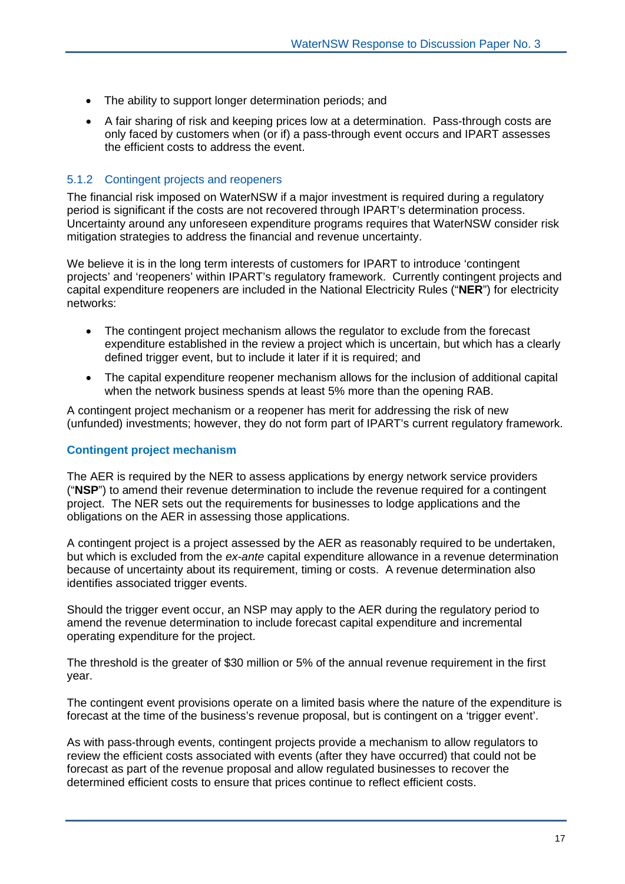- The ability to support longer determination periods; and
- A fair sharing of risk and keeping prices low at a determination. Pass-through costs are only faced by customers when (or if) a pass-through event occurs and IPART assesses the efficient costs to address the event.

### 5.1.2 Contingent projects and reopeners

The financial risk imposed on WaterNSW if a major investment is required during a regulatory period is significant if the costs are not recovered through IPART's determination process. Uncertainty around any unforeseen expenditure programs requires that WaterNSW consider risk mitigation strategies to address the financial and revenue uncertainty.

We believe it is in the long term interests of customers for IPART to introduce 'contingent projects' and 'reopeners' within IPART's regulatory framework. Currently contingent projects and capital expenditure reopeners are included in the National Electricity Rules ("**NER**") for electricity networks:

- The contingent project mechanism allows the regulator to exclude from the forecast expenditure established in the review a project which is uncertain, but which has a clearly defined trigger event, but to include it later if it is required; and
- The capital expenditure reopener mechanism allows for the inclusion of additional capital when the network business spends at least 5% more than the opening RAB.

A contingent project mechanism or a reopener has merit for addressing the risk of new (unfunded) investments; however, they do not form part of IPART's current regulatory framework.

#### Contingent project mechanism

The AER is required by the NER to assess applications by energy network service providers ("**NSP**") to amend their revenue determination to include the revenue required for a contingent project. The NER sets out the requirements for businesses to lodge applications and the obligations on the AER in assessing those applications.

A contingent project is a project assessed by the AER as reasonably required to be undertaken, but which is excluded from the *ex-ante* capital expenditure allowance in a revenue determination because of uncertainty about its requirement, timing or costs. A revenue determination also identifies associated trigger events.

Should the trigger event occur, an NSP may apply to the AER during the regulatory period to amend the revenue determination to include forecast capital expenditure and incremental operating expenditure for the project.

The threshold is the greater of $30 million or 5% of the annual revenue requirement in the first year.

The contingent event provisions operate on a limited basis where the nature of the expenditure is forecast at the time of the business's revenue proposal, but is contingent on a 'trigger event'.

As with pass-through events, contingent projects provide a mechanism to allow regulators to review the efficient costs associated with events (after they have occurred) that could not be forecast as part of the revenue proposal and allow regulated businesses to recover the determined efficient costs to ensure that prices continue to reflect efficient costs.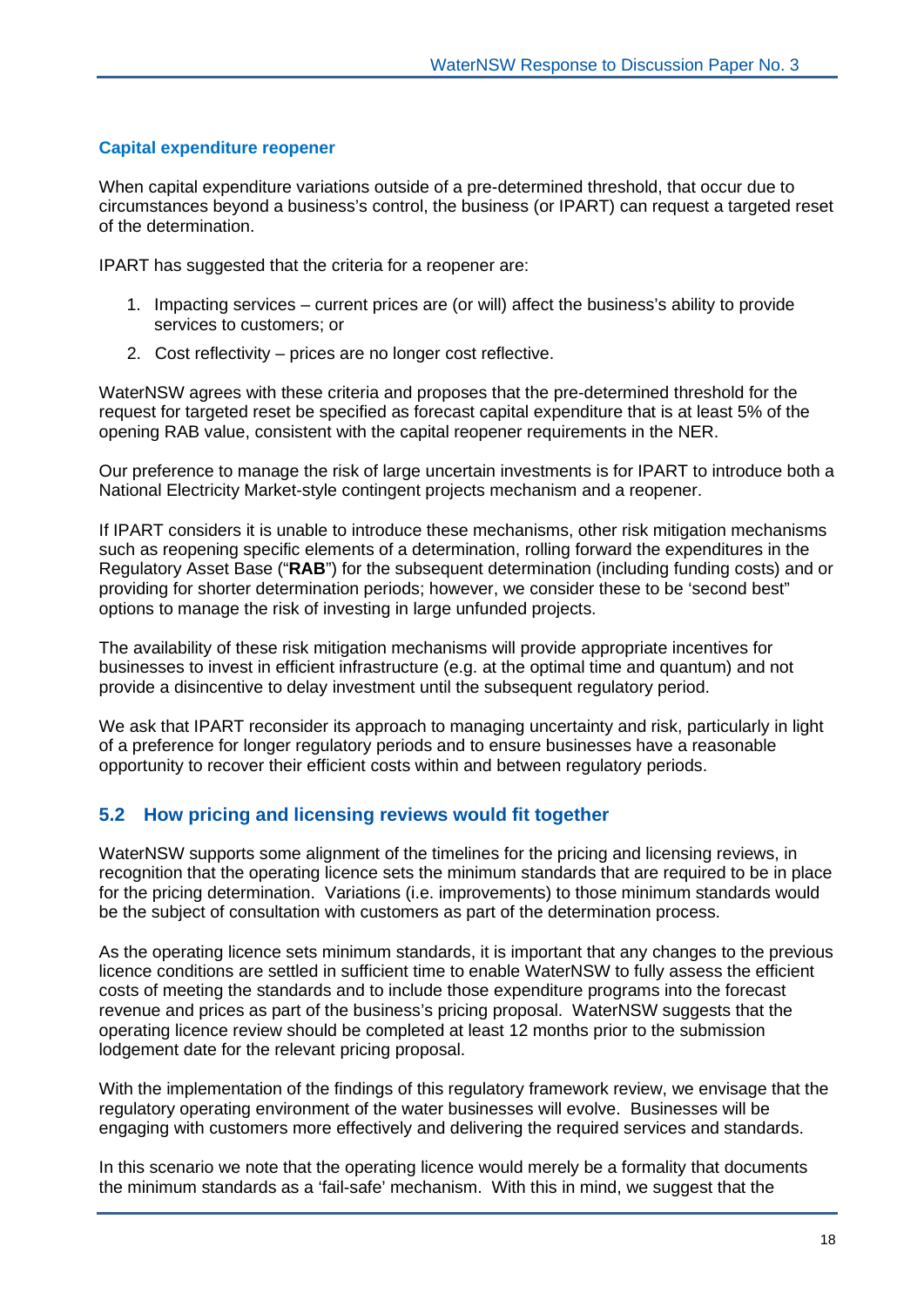### Capital expenditure reopener

When capital expenditure variations outside of a pre-determined threshold, that occur due to circumstances beyond a business's control, the business (or IPART) can request a targeted reset of the determination.

IPART has suggested that the criteria for a reopener are:

1. Impacting services – current prices are (or will) affect the business's ability to provide services to customers; or
2. Cost reflectivity – prices are no longer cost reflective.

WaterNSW agrees with these criteria and proposes that the pre-determined threshold for the request for targeted reset be specified as forecast capital expenditure that is at least 5% of the opening RAB value, consistent with the capital reopener requirements in the NER.

Our preference to manage the risk of large uncertain investments is for IPART to introduce both a National Electricity Market-style contingent projects mechanism and a reopener.

If IPART considers it is unable to introduce these mechanisms, other risk mitigation mechanisms such as reopening specific elements of a determination, rolling forward the expenditures in the Regulatory Asset Base ("**RAB**") for the subsequent determination (including funding costs) and or providing for shorter determination periods; however, we consider these to be 'second best" options to manage the risk of investing in large unfunded projects.

The availability of these risk mitigation mechanisms will provide appropriate incentives for businesses to invest in efficient infrastructure (e.g. at the optimal time and quantum) and not provide a disincentive to delay investment until the subsequent regulatory period.

We ask that IPART reconsider its approach to managing uncertainty and risk, particularly in light of a preference for longer regulatory periods and to ensure businesses have a reasonable opportunity to recover their efficient costs within and between regulatory periods.

## 5.2 How pricing and licensing reviews would fit together

WaterNSW supports some alignment of the timelines for the pricing and licensing reviews, in recognition that the operating licence sets the minimum standards that are required to be in place for the pricing determination. Variations (i.e. improvements) to those minimum standards would be the subject of consultation with customers as part of the determination process.

As the operating licence sets minimum standards, it is important that any changes to the previous licence conditions are settled in sufficient time to enable WaterNSW to fully assess the efficient costs of meeting the standards and to include those expenditure programs into the forecast revenue and prices as part of the business's pricing proposal. WaterNSW suggests that the operating licence review should be completed at least 12 months prior to the submission lodgement date for the relevant pricing proposal.

With the implementation of the findings of this regulatory framework review, we envisage that the regulatory operating environment of the water businesses will evolve. Businesses will be engaging with customers more effectively and delivering the required services and standards.

In this scenario we note that the operating licence would merely be a formality that documents the minimum standards as a 'fail-safe' mechanism. With this in mind, we suggest that the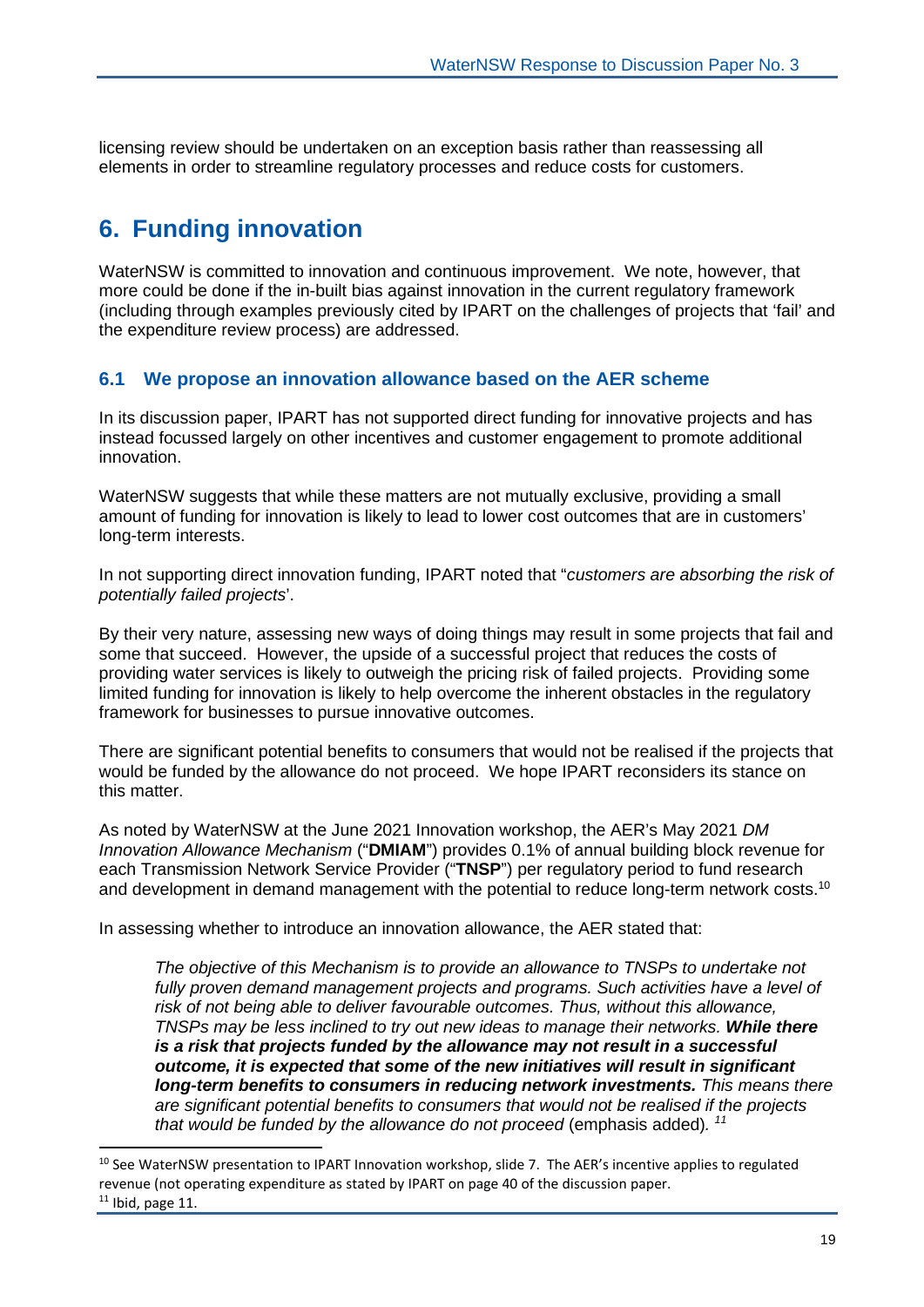licensing review should be undertaken on an exception basis rather than reassessing all elements in order to streamline regulatory processes and reduce costs for customers.

# 6. Funding innovation

WaterNSW is committed to innovation and continuous improvement. We note, however, that more could be done if the in-built bias against innovation in the current regulatory framework (including through examples previously cited by IPART on the challenges of projects that 'fail' and the expenditure review process) are addressed.

## 6.1 We propose an innovation allowance based on the AER scheme

In its discussion paper, IPART has not supported direct funding for innovative projects and has instead focussed largely on other incentives and customer engagement to promote additional innovation.

WaterNSW suggests that while these matters are not mutually exclusive, providing a small amount of funding for innovation is likely to lead to lower cost outcomes that are in customers' long-term interests.

In not supporting direct innovation funding, IPART noted that "*customers are absorbing the risk of potentially failed projects*'.

By their very nature, assessing new ways of doing things may result in some projects that fail and some that succeed. However, the upside of a successful project that reduces the costs of providing water services is likely to outweigh the pricing risk of failed projects. Providing some limited funding for innovation is likely to help overcome the inherent obstacles in the regulatory framework for businesses to pursue innovative outcomes.

There are significant potential benefits to consumers that would not be realised if the projects that would be funded by the allowance do not proceed. We hope IPART reconsiders its stance on this matter.

As noted by WaterNSW at the June 2021 Innovation workshop, the AER's May 2021 *DM Innovation Allowance Mechanism* ("**DMIAM**") provides 0.1% of annual building block revenue for each Transmission Network Service Provider ("**TNSP**") per regulatory period to fund research and development in demand management with the potential to reduce long-term network costs.[10]

In assessing whether to introduce an innovation allowance, the AER stated that:

> *The objective of this Mechanism is to provide an allowance to TNSPs to undertake not fully proven demand management projects and programs. Such activities have a level of risk of not being able to deliver favourable outcomes. Thus, without this allowance, TNSPs may be less inclined to try out new ideas to manage their networks.* ***While there is a risk that projects funded by the allowance may not result in a successful outcome, it is expected that some of the new initiatives will result in significant long-term benefits to consumers in reducing network investments.*** *This means there are significant potential benefits to consumers that would not be realised if the projects that would be funded by the allowance do not proceed* (emphasis added)*.* [11]

[10] See WaterNSW presentation to IPART Innovation workshop, slide 7. The AER's incentive applies to regulated revenue (not operating expenditure as stated by IPART on page 40 of the discussion paper.

[11] Ibid, page 11.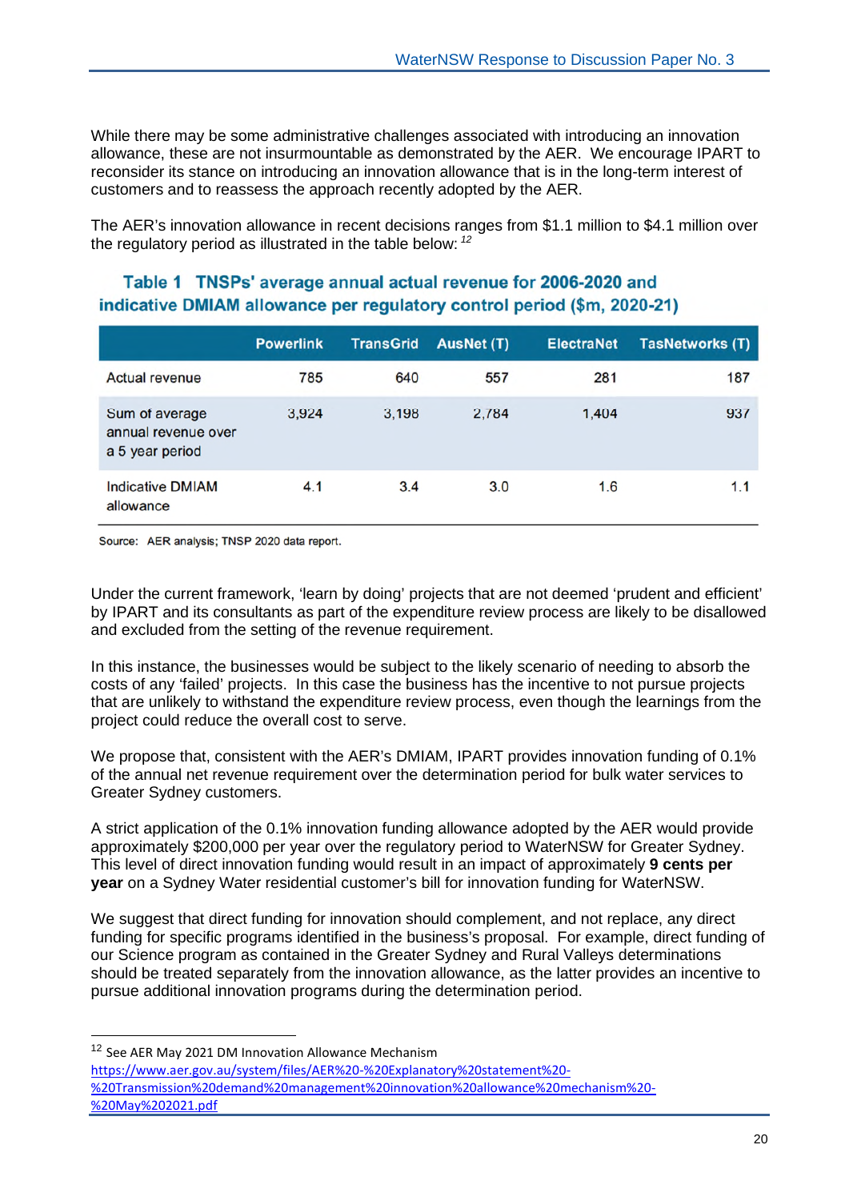While there may be some administrative challenges associated with introducing an innovation allowance, these are not insurmountable as demonstrated by the AER. We encourage IPART to reconsider its stance on introducing an innovation allowance that is in the long-term interest of customers and to reassess the approach recently adopted by the AER.

The AER's innovation allowance in recent decisions ranges from $1.1 million to $4.1 million over the regulatory period as illustrated in the table below: [12]

**Table 1 TNSPs' average annual actual revenue for 2006-2020 and indicative DMIAM allowance per regulatory control period ($m, 2020-21)**

| | Powerlink | TransGrid | AusNet (T) | ElectraNet | TasNetworks (T) |
|---|---|---|---|---|---|
| Actual revenue | 785 | 640 | 557 | 281 | 187 |
| Sum of average annual revenue over a 5 year period | 3,924 | 3,198 | 2,784 | 1,404 | 937 |
| Indicative DMIAM allowance | 4.1 | 3.4 | 3.0 | 1.6 | 1.1 |

Source: AER analysis; TNSP 2020 data report.

Under the current framework, 'learn by doing' projects that are not deemed 'prudent and efficient' by IPART and its consultants as part of the expenditure review process are likely to be disallowed and excluded from the setting of the revenue requirement.

In this instance, the businesses would be subject to the likely scenario of needing to absorb the costs of any 'failed' projects. In this case the business has the incentive to not pursue projects that are unlikely to withstand the expenditure review process, even though the learnings from the project could reduce the overall cost to serve.

We propose that, consistent with the AER's DMIAM, IPART provides innovation funding of 0.1% of the annual net revenue requirement over the determination period for bulk water services to Greater Sydney customers.

A strict application of the 0.1% innovation funding allowance adopted by the AER would provide approximately $200,000 per year over the regulatory period to WaterNSW for Greater Sydney. This level of direct innovation funding would result in an impact of approximately **9 cents per year** on a Sydney Water residential customer's bill for innovation funding for WaterNSW.

We suggest that direct funding for innovation should complement, and not replace, any direct funding for specific programs identified in the business's proposal. For example, direct funding of our Science program as contained in the Greater Sydney and Rural Valleys determinations should be treated separately from the innovation allowance, as the latter provides an incentive to pursue additional innovation programs during the determination period.

---

[12] See AER May 2021 DM Innovation Allowance Mechanism https://www.aer.gov.au/system/files/AER%20-%20Explanatory%20statement%20-%20Transmission%20demand%20management%20innovation%20allowance%20mechanism%20-%20May%202021.pdf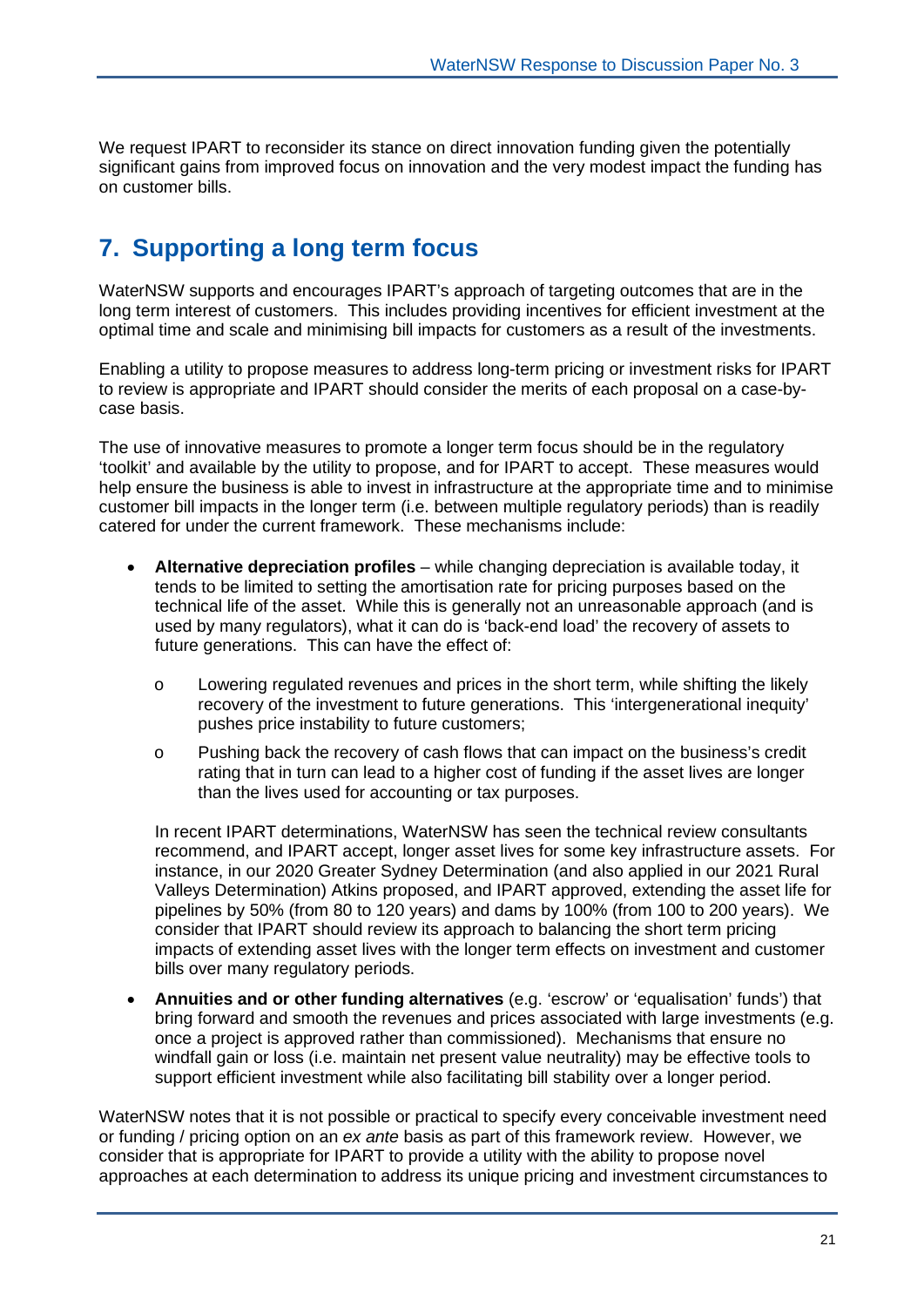We request IPART to reconsider its stance on direct innovation funding given the potentially significant gains from improved focus on innovation and the very modest impact the funding has on customer bills.

## 7. Supporting a long term focus

WaterNSW supports and encourages IPART's approach of targeting outcomes that are in the long term interest of customers. This includes providing incentives for efficient investment at the optimal time and scale and minimising bill impacts for customers as a result of the investments.

Enabling a utility to propose measures to address long-term pricing or investment risks for IPART to review is appropriate and IPART should consider the merits of each proposal on a case-by-case basis.

The use of innovative measures to promote a longer term focus should be in the regulatory 'toolkit' and available by the utility to propose, and for IPART to accept. These measures would help ensure the business is able to invest in infrastructure at the appropriate time and to minimise customer bill impacts in the longer term (i.e. between multiple regulatory periods) than is readily catered for under the current framework. These mechanisms include:

- **Alternative depreciation profiles** – while changing depreciation is available today, it tends to be limited to setting the amortisation rate for pricing purposes based on the technical life of the asset. While this is generally not an unreasonable approach (and is used by many regulators), what it can do is 'back-end load' the recovery of assets to future generations. This can have the effect of:
  - Lowering regulated revenues and prices in the short term, while shifting the likely recovery of the investment to future generations. This 'intergenerational inequity' pushes price instability to future customers;
  - Pushing back the recovery of cash flows that can impact on the business's credit rating that in turn can lead to a higher cost of funding if the asset lives are longer than the lives used for accounting or tax purposes.

  In recent IPART determinations, WaterNSW has seen the technical review consultants recommend, and IPART accept, longer asset lives for some key infrastructure assets. For instance, in our 2020 Greater Sydney Determination (and also applied in our 2021 Rural Valleys Determination) Atkins proposed, and IPART approved, extending the asset life for pipelines by 50% (from 80 to 120 years) and dams by 100% (from 100 to 200 years). We consider that IPART should review its approach to balancing the short term pricing impacts of extending asset lives with the longer term effects on investment and customer bills over many regulatory periods.

- **Annuities and or other funding alternatives** (e.g. 'escrow' or 'equalisation' funds') that bring forward and smooth the revenues and prices associated with large investments (e.g. once a project is approved rather than commissioned). Mechanisms that ensure no windfall gain or loss (i.e. maintain net present value neutrality) may be effective tools to support efficient investment while also facilitating bill stability over a longer period.

WaterNSW notes that it is not possible or practical to specify every conceivable investment need or funding / pricing option on an *ex ante* basis as part of this framework review. However, we consider that is appropriate for IPART to provide a utility with the ability to propose novel approaches at each determination to address its unique pricing and investment circumstances to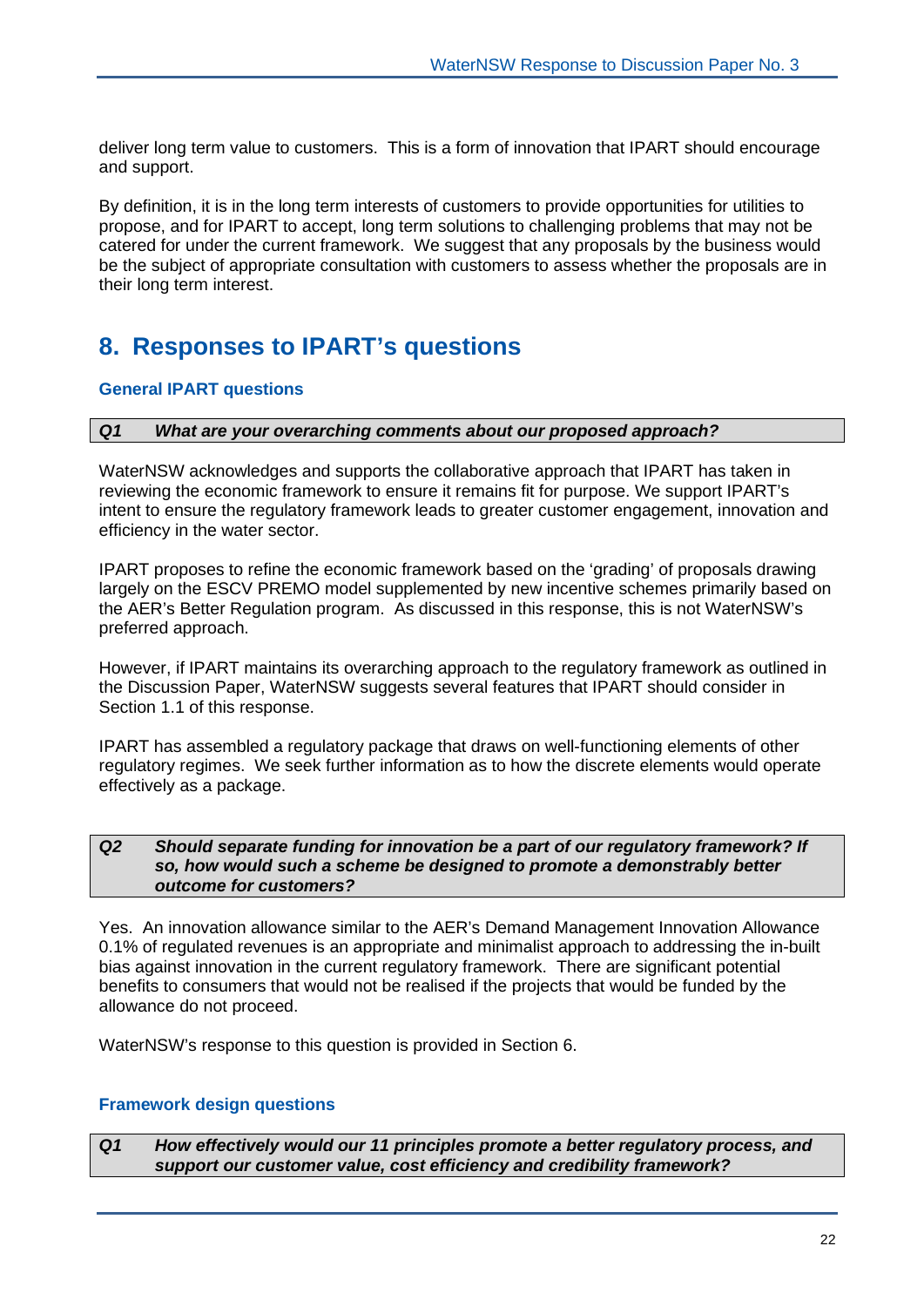deliver long term value to customers. This is a form of innovation that IPART should encourage and support.

By definition, it is in the long term interests of customers to provide opportunities for utilities to propose, and for IPART to accept, long term solutions to challenging problems that may not be catered for under the current framework. We suggest that any proposals by the business would be the subject of appropriate consultation with customers to assess whether the proposals are in their long term interest.

## 8. Responses to IPART's questions

### General IPART questions

***Q1 What are your overarching comments about our proposed approach?***

WaterNSW acknowledges and supports the collaborative approach that IPART has taken in reviewing the economic framework to ensure it remains fit for purpose. We support IPART's intent to ensure the regulatory framework leads to greater customer engagement, innovation and efficiency in the water sector.

IPART proposes to refine the economic framework based on the 'grading' of proposals drawing largely on the ESCV PREMO model supplemented by new incentive schemes primarily based on the AER's Better Regulation program. As discussed in this response, this is not WaterNSW's preferred approach.

However, if IPART maintains its overarching approach to the regulatory framework as outlined in the Discussion Paper, WaterNSW suggests several features that IPART should consider in Section 1.1 of this response.

IPART has assembled a regulatory package that draws on well-functioning elements of other regulatory regimes. We seek further information as to how the discrete elements would operate effectively as a package.

***Q2 Should separate funding for innovation be a part of our regulatory framework? If so, how would such a scheme be designed to promote a demonstrably better outcome for customers?***

Yes. An innovation allowance similar to the AER's Demand Management Innovation Allowance 0.1% of regulated revenues is an appropriate and minimalist approach to addressing the in-built bias against innovation in the current regulatory framework. There are significant potential benefits to consumers that would not be realised if the projects that would be funded by the allowance do not proceed.

WaterNSW's response to this question is provided in Section 6.

### Framework design questions

***Q1 How effectively would our 11 principles promote a better regulatory process, and support our customer value, cost efficiency and credibility framework?***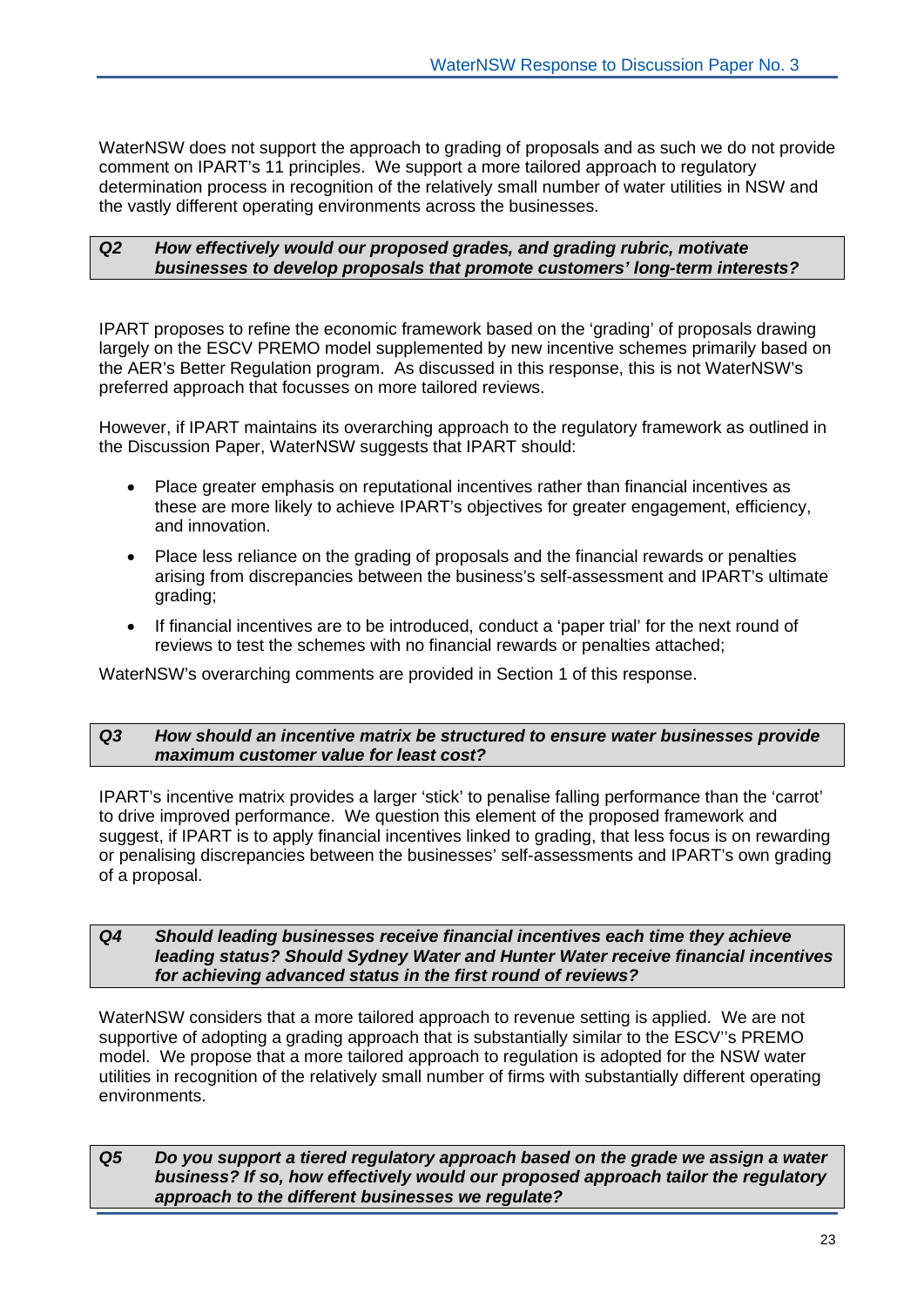WaterNSW does not support the approach to grading of proposals and as such we do not provide comment on IPART's 11 principles. We support a more tailored approach to regulatory determination process in recognition of the relatively small number of water utilities in NSW and the vastly different operating environments across the businesses.

***Q2 How effectively would our proposed grades, and grading rubric, motivate businesses to develop proposals that promote customers' long-term interests?***

IPART proposes to refine the economic framework based on the 'grading' of proposals drawing largely on the ESCV PREMO model supplemented by new incentive schemes primarily based on the AER's Better Regulation program. As discussed in this response, this is not WaterNSW's preferred approach that focusses on more tailored reviews.

However, if IPART maintains its overarching approach to the regulatory framework as outlined in the Discussion Paper, WaterNSW suggests that IPART should:

- Place greater emphasis on reputational incentives rather than financial incentives as these are more likely to achieve IPART's objectives for greater engagement, efficiency, and innovation.
- Place less reliance on the grading of proposals and the financial rewards or penalties arising from discrepancies between the business's self-assessment and IPART's ultimate grading;
- If financial incentives are to be introduced, conduct a 'paper trial' for the next round of reviews to test the schemes with no financial rewards or penalties attached;

WaterNSW's overarching comments are provided in Section 1 of this response.

***Q3 How should an incentive matrix be structured to ensure water businesses provide maximum customer value for least cost?***

IPART's incentive matrix provides a larger 'stick' to penalise falling performance than the 'carrot' to drive improved performance. We question this element of the proposed framework and suggest, if IPART is to apply financial incentives linked to grading, that less focus is on rewarding or penalising discrepancies between the businesses' self-assessments and IPART's own grading of a proposal.

***Q4 Should leading businesses receive financial incentives each time they achieve leading status? Should Sydney Water and Hunter Water receive financial incentives for achieving advanced status in the first round of reviews?***

WaterNSW considers that a more tailored approach to revenue setting is applied. We are not supportive of adopting a grading approach that is substantially similar to the ESCV''s PREMO model. We propose that a more tailored approach to regulation is adopted for the NSW water utilities in recognition of the relatively small number of firms with substantially different operating environments.

***Q5 Do you support a tiered regulatory approach based on the grade we assign a water business? If so, how effectively would our proposed approach tailor the regulatory approach to the different businesses we regulate?***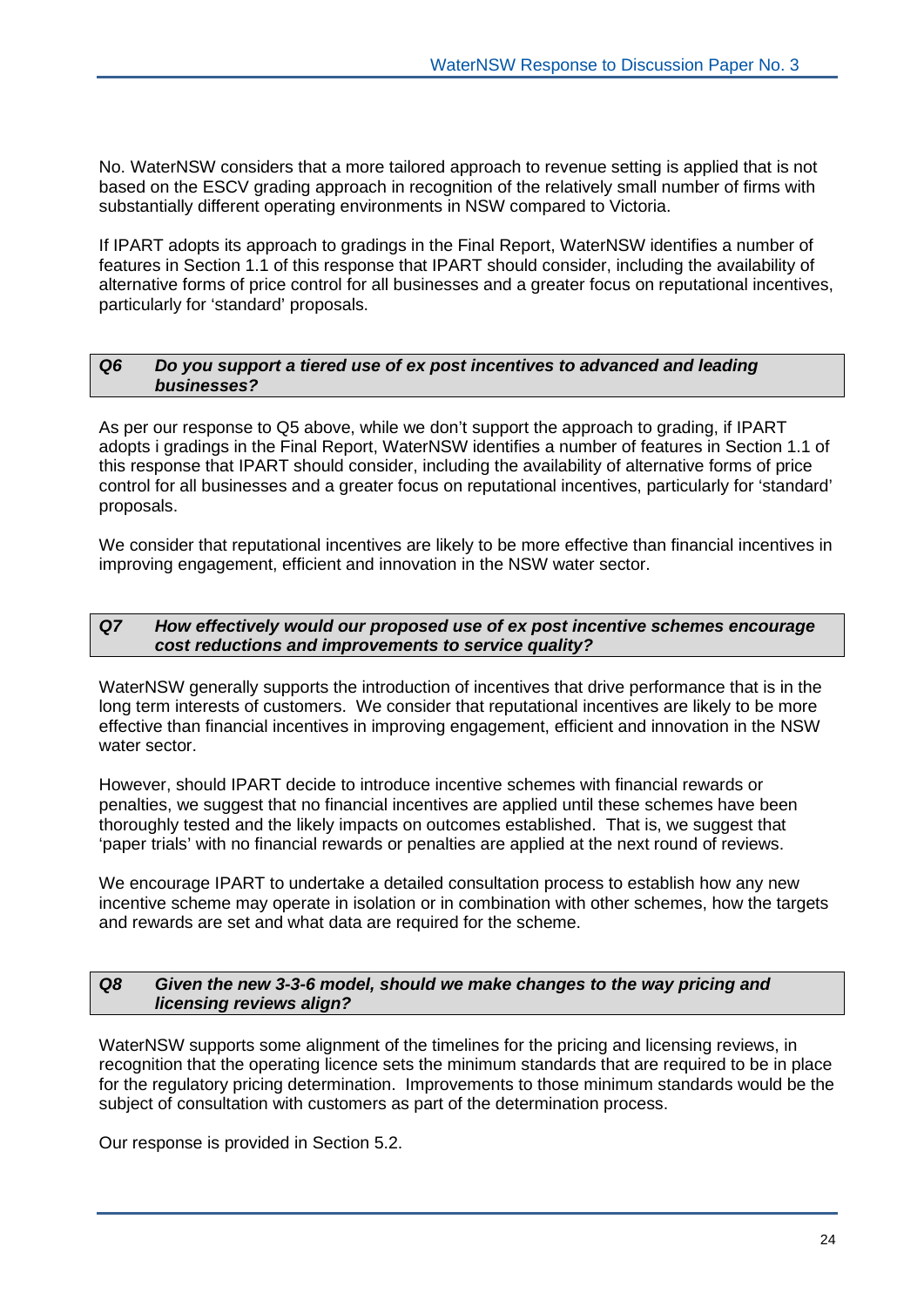No. WaterNSW considers that a more tailored approach to revenue setting is applied that is not based on the ESCV grading approach in recognition of the relatively small number of firms with substantially different operating environments in NSW compared to Victoria.

If IPART adopts its approach to gradings in the Final Report, WaterNSW identifies a number of features in Section 1.1 of this response that IPART should consider, including the availability of alternative forms of price control for all businesses and a greater focus on reputational incentives, particularly for 'standard' proposals.

| ***Q6*** | ***Do you support a tiered use of ex post incentives to advanced and leading businesses?*** |
|---|---|

As per our response to Q5 above, while we don't support the approach to grading, if IPART adopts i gradings in the Final Report, WaterNSW identifies a number of features in Section 1.1 of this response that IPART should consider, including the availability of alternative forms of price control for all businesses and a greater focus on reputational incentives, particularly for 'standard' proposals.

We consider that reputational incentives are likely to be more effective than financial incentives in improving engagement, efficient and innovation in the NSW water sector.

| ***Q7*** | ***How effectively would our proposed use of ex post incentive schemes encourage cost reductions and improvements to service quality?*** |
|---|---|

WaterNSW generally supports the introduction of incentives that drive performance that is in the long term interests of customers. We consider that reputational incentives are likely to be more effective than financial incentives in improving engagement, efficient and innovation in the NSW water sector.

However, should IPART decide to introduce incentive schemes with financial rewards or penalties, we suggest that no financial incentives are applied until these schemes have been thoroughly tested and the likely impacts on outcomes established. That is, we suggest that 'paper trials' with no financial rewards or penalties are applied at the next round of reviews.

We encourage IPART to undertake a detailed consultation process to establish how any new incentive scheme may operate in isolation or in combination with other schemes, how the targets and rewards are set and what data are required for the scheme.

| ***Q8*** | ***Given the new 3-3-6 model, should we make changes to the way pricing and licensing reviews align?*** |
|---|---|

WaterNSW supports some alignment of the timelines for the pricing and licensing reviews, in recognition that the operating licence sets the minimum standards that are required to be in place for the regulatory pricing determination. Improvements to those minimum standards would be the subject of consultation with customers as part of the determination process.

Our response is provided in Section 5.2.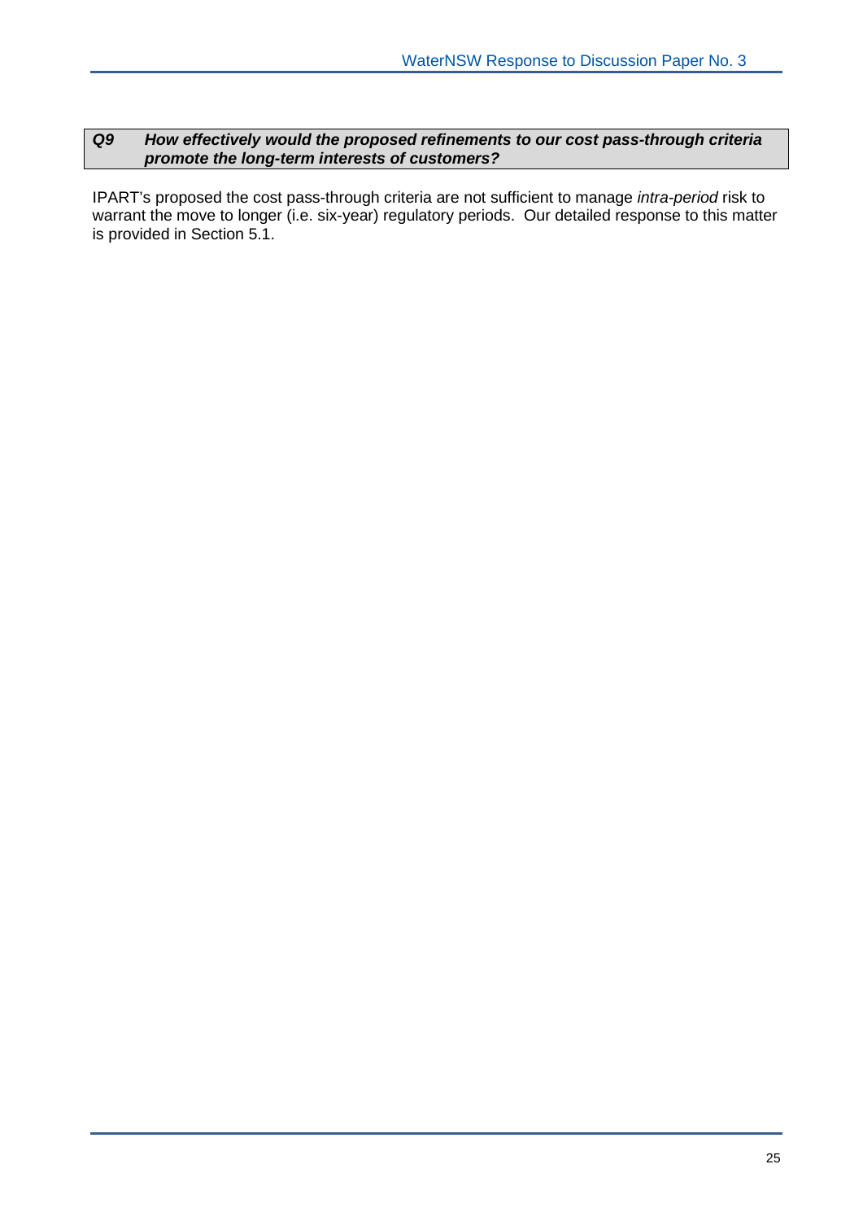***Q9 How effectively would the proposed refinements to our cost pass-through criteria promote the long-term interests of customers?***

IPART's proposed the cost pass-through criteria are not sufficient to manage *intra-period* risk to warrant the move to longer (i.e. six-year) regulatory periods. Our detailed response to this matter is provided in Section 5.1.